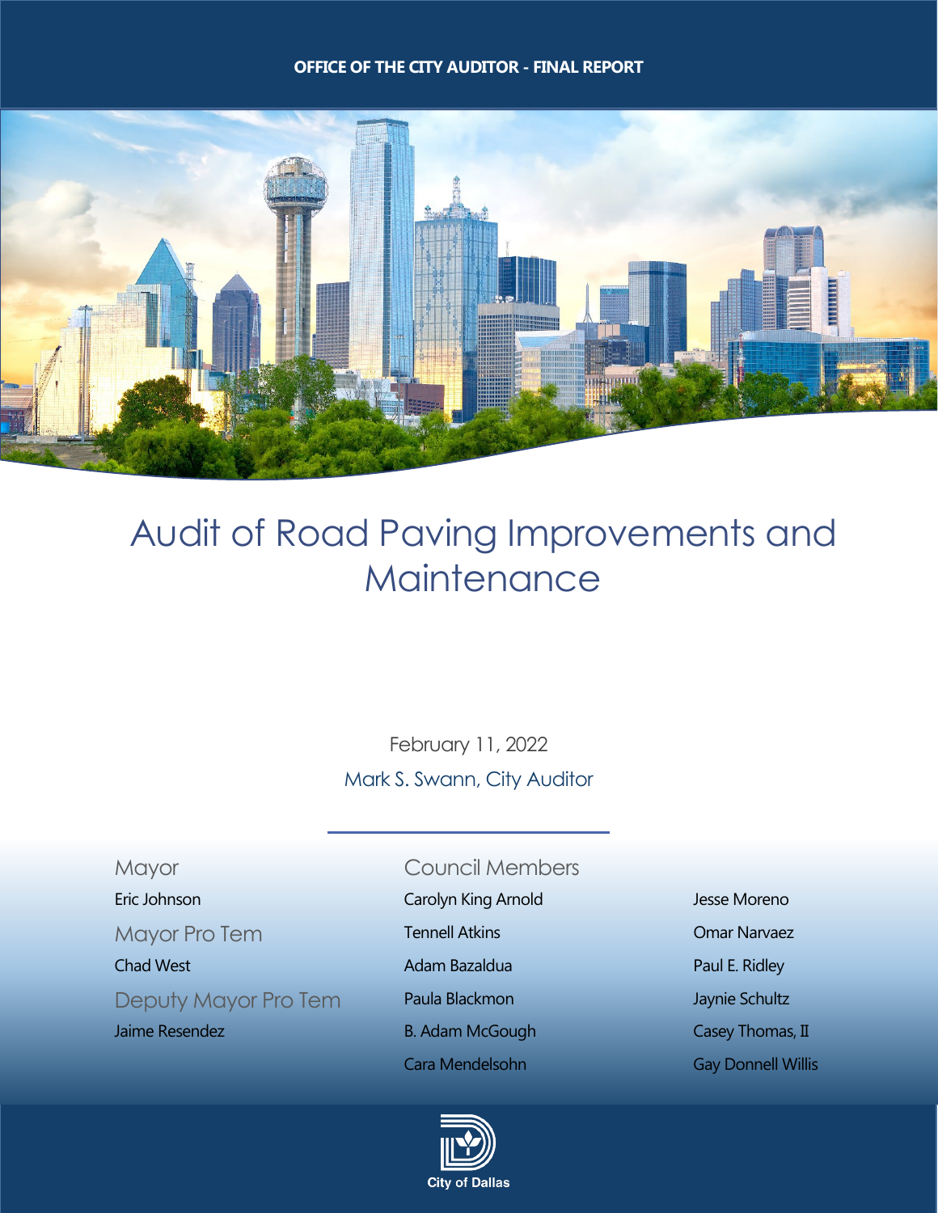OFFICE OF THE CITY AUDITOR - FINAL REPORT

# Audit of Road Paving Improvements and Maintenance

February 11, 2022

Mark S. Swann, City Auditor

**Mayor**

Eric Johnson

**Mayor Pro Tem**

Chad West

**Deputy Mayor Pro Tem**

Jaime Resendez

**Council Members**

Carolyn King Arnold

Tennell Atkins

Adam Bazaldua

Paula Blackmon

B. Adam McGough

Cara Mendelsohn

Jesse Moreno

Omar Narvaez

Paul E. Ridley

Jaynie Schultz

Casey Thomas, II

Gay Donnell Willis

City of Dallas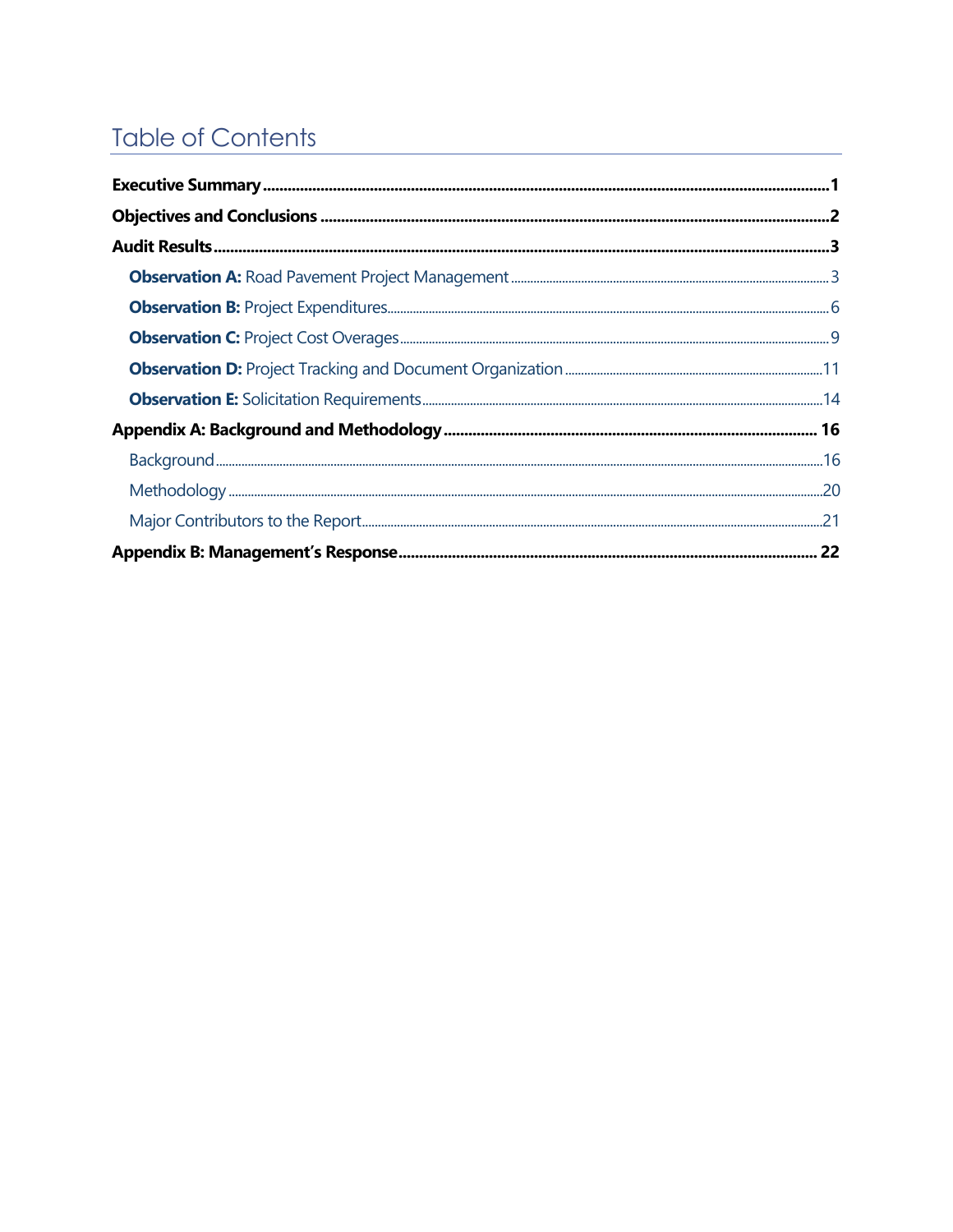# Table of Contents

**Executive Summary** .......... 1

**Objectives and Conclusions** .......... 2

**Audit Results** .......... 3

- **Observation A:** Road Pavement Project Management .......... 3
- **Observation B:** Project Expenditures .......... 6
- **Observation C:** Project Cost Overages .......... 9
- **Observation D:** Project Tracking and Document Organization .......... 11
- **Observation E:** Solicitation Requirements .......... 14

**Appendix A: Background and Methodology** .......... 16

- Background .......... 16
- Methodology .......... 20
- Major Contributors to the Report .......... 21

**Appendix B: Management's Response** .......... 22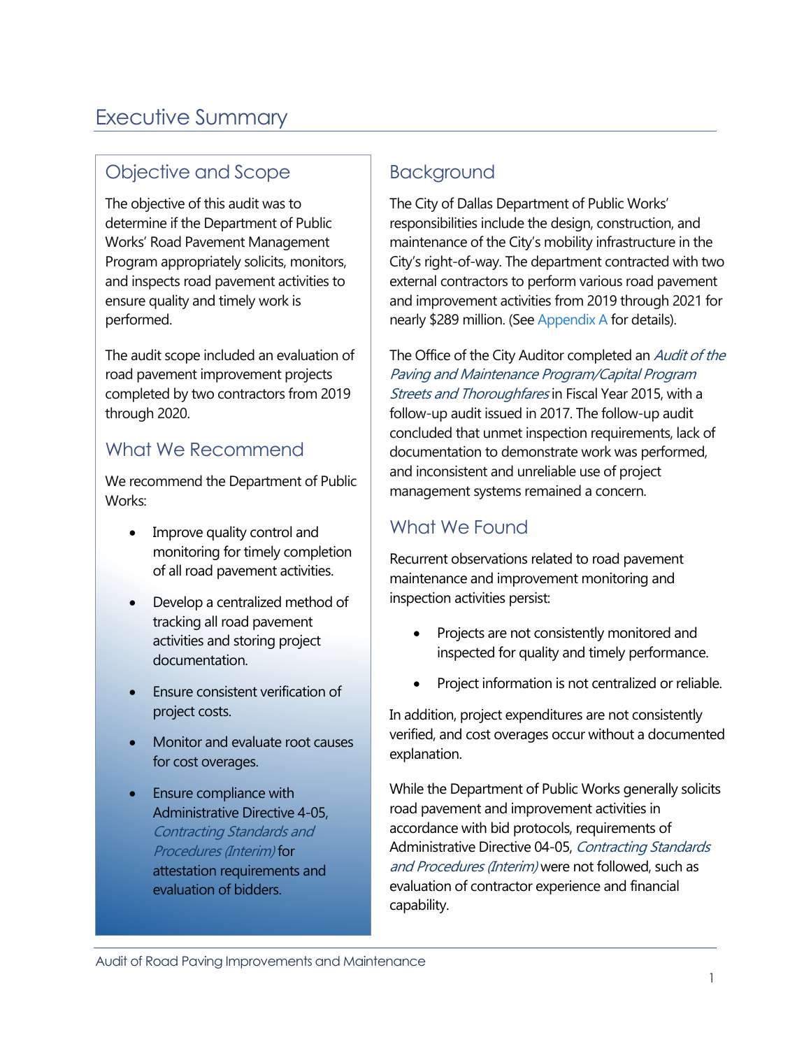# Executive Summary

## Objective and Scope

The objective of this audit was to determine if the Department of Public Works' Road Pavement Management Program appropriately solicits, monitors, and inspects road pavement activities to ensure quality and timely work is performed.

The audit scope included an evaluation of road pavement improvement projects completed by two contractors from 2019 through 2020.

## What We Recommend

We recommend the Department of Public Works:

- Improve quality control and monitoring for timely completion of all road pavement activities.
- Develop a centralized method of tracking all road pavement activities and storing project documentation.
- Ensure consistent verification of project costs.
- Monitor and evaluate root causes for cost overages.
- Ensure compliance with Administrative Directive 4-05, *Contracting Standards and Procedures (Interim)* for attestation requirements and evaluation of bidders.

## Background

The City of Dallas Department of Public Works' responsibilities include the design, construction, and maintenance of the City's mobility infrastructure in the City's right-of-way. The department contracted with two external contractors to perform various road pavement and improvement activities from 2019 through 2021 for nearly $289 million. (See Appendix A for details).

The Office of the City Auditor completed an *Audit of the Paving and Maintenance Program/Capital Program Streets and Thoroughfares* in Fiscal Year 2015, with a follow-up audit issued in 2017. The follow-up audit concluded that unmet inspection requirements, lack of documentation to demonstrate work was performed, and inconsistent and unreliable use of project management systems remained a concern.

## What We Found

Recurrent observations related to road pavement maintenance and improvement monitoring and inspection activities persist:

- Projects are not consistently monitored and inspected for quality and timely performance.
- Project information is not centralized or reliable.

In addition, project expenditures are not consistently verified, and cost overages occur without a documented explanation.

While the Department of Public Works generally solicits road pavement and improvement activities in accordance with bid protocols, requirements of Administrative Directive 04-05, *Contracting Standards and Procedures (Interim)* were not followed, such as evaluation of contractor experience and financial capability.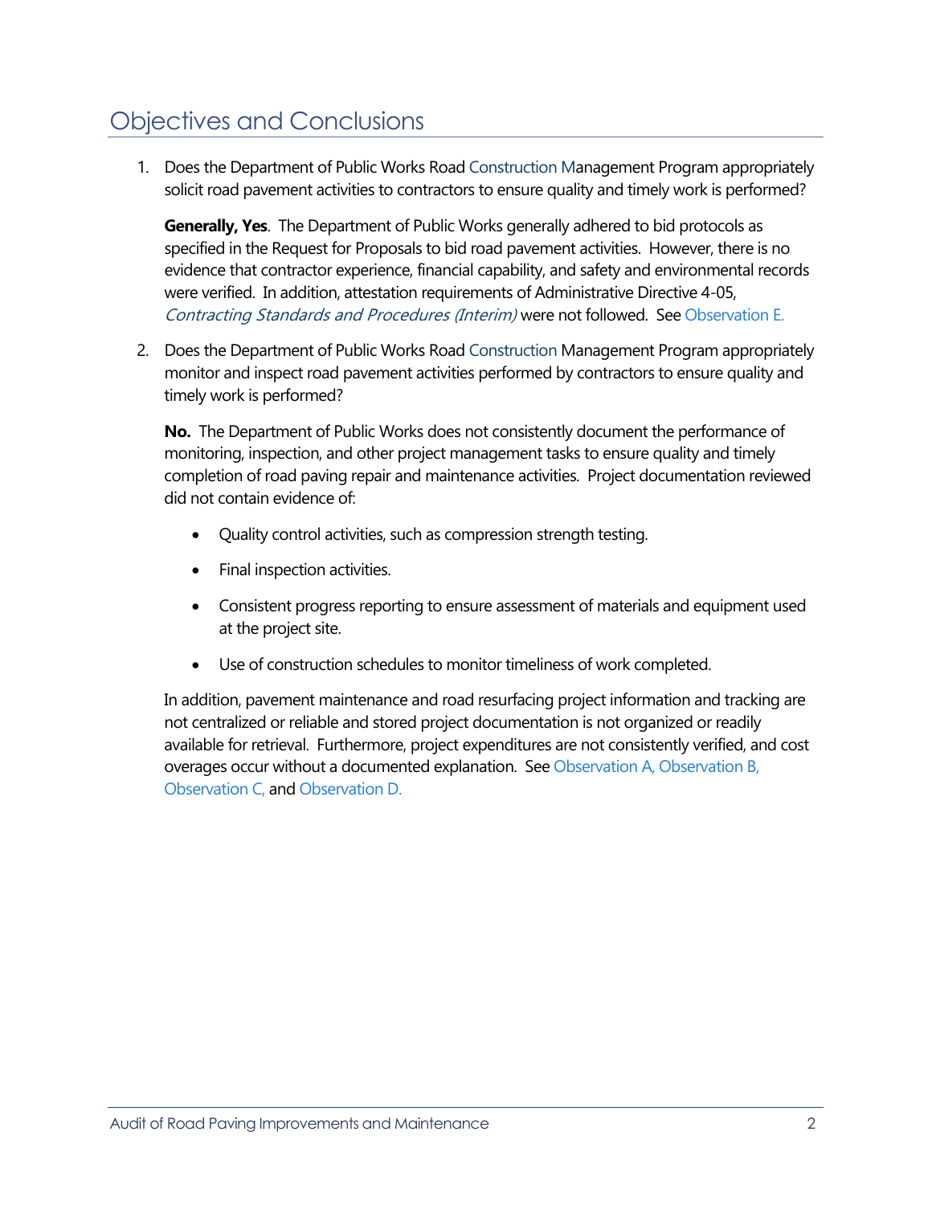## Objectives and Conclusions

1. Does the Department of Public Works Road Construction Management Program appropriately solicit road pavement activities to contractors to ensure quality and timely work is performed?

   **Generally, Yes**. The Department of Public Works generally adhered to bid protocols as specified in the Request for Proposals to bid road pavement activities. However, there is no evidence that contractor experience, financial capability, and safety and environmental records were verified. In addition, attestation requirements of Administrative Directive 4-05, *Contracting Standards and Procedures (Interim)* were not followed. See Observation E.

2. Does the Department of Public Works Road Construction Management Program appropriately monitor and inspect road pavement activities performed by contractors to ensure quality and timely work is performed?

   **No.** The Department of Public Works does not consistently document the performance of monitoring, inspection, and other project management tasks to ensure quality and timely completion of road paving repair and maintenance activities. Project documentation reviewed did not contain evidence of:

   - Quality control activities, such as compression strength testing.
   - Final inspection activities.
   - Consistent progress reporting to ensure assessment of materials and equipment used at the project site.
   - Use of construction schedules to monitor timeliness of work completed.

   In addition, pavement maintenance and road resurfacing project information and tracking are not centralized or reliable and stored project documentation is not organized or readily available for retrieval. Furthermore, project expenditures are not consistently verified, and cost overages occur without a documented explanation. See Observation A, Observation B, Observation C, and Observation D.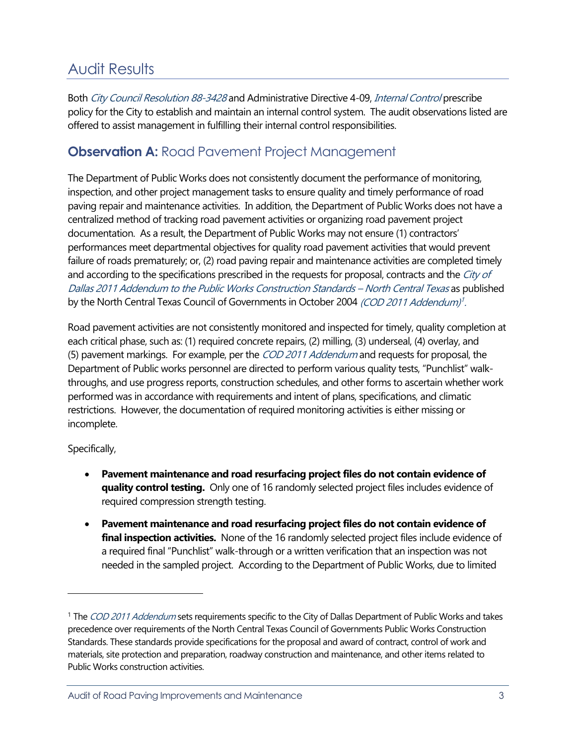# Audit Results

Both *City Council Resolution 88-3428* and Administrative Directive 4-09, *Internal Control* prescribe policy for the City to establish and maintain an internal control system. The audit observations listed are offered to assist management in fulfilling their internal control responsibilities.

## **Observation A:** Road Pavement Project Management

The Department of Public Works does not consistently document the performance of monitoring, inspection, and other project management tasks to ensure quality and timely performance of road paving repair and maintenance activities. In addition, the Department of Public Works does not have a centralized method of tracking road pavement activities or organizing road pavement project documentation. As a result, the Department of Public Works may not ensure (1) contractors' performances meet departmental objectives for quality road pavement activities that would prevent failure of roads prematurely; or, (2) road paving repair and maintenance activities are completed timely and according to the specifications prescribed in the requests for proposal, contracts and the *City of Dallas 2011 Addendum to the Public Works Construction Standards – North Central Texas* as published by the North Central Texas Council of Governments in October 2004 *(COD 2011 Addendum)*[1].

Road pavement activities are not consistently monitored and inspected for timely, quality completion at each critical phase, such as: (1) required concrete repairs, (2) milling, (3) underseal, (4) overlay, and (5) pavement markings. For example, per the *COD 2011 Addendum* and requests for proposal, the Department of Public works personnel are directed to perform various quality tests, "Punchlist" walk-throughs, and use progress reports, construction schedules, and other forms to ascertain whether work performed was in accordance with requirements and intent of plans, specifications, and climatic restrictions. However, the documentation of required monitoring activities is either missing or incomplete.

Specifically,

- **Pavement maintenance and road resurfacing project files do not contain evidence of quality control testing.** Only one of 16 randomly selected project files includes evidence of required compression strength testing.
- **Pavement maintenance and road resurfacing project files do not contain evidence of final inspection activities.** None of the 16 randomly selected project files include evidence of a required final "Punchlist" walk-through or a written verification that an inspection was not needed in the sampled project. According to the Department of Public Works, due to limited

[1] The *COD 2011 Addendum* sets requirements specific to the City of Dallas Department of Public Works and takes precedence over requirements of the North Central Texas Council of Governments Public Works Construction Standards. These standards provide specifications for the proposal and award of contract, control of work and materials, site protection and preparation, roadway construction and maintenance, and other items related to Public Works construction activities.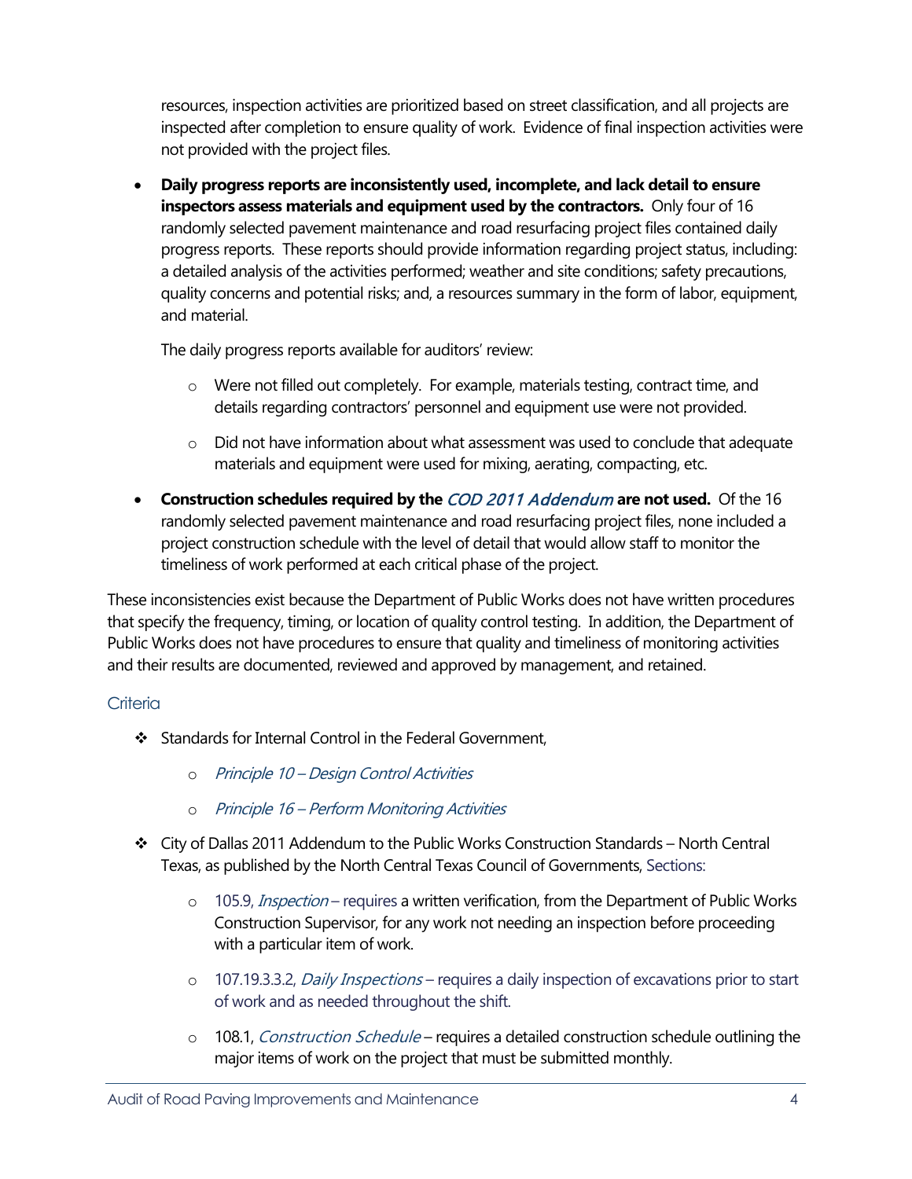resources, inspection activities are prioritized based on street classification, and all projects are inspected after completion to ensure quality of work. Evidence of final inspection activities were not provided with the project files.

- **Daily progress reports are inconsistently used, incomplete, and lack detail to ensure inspectors assess materials and equipment used by the contractors.** Only four of 16 randomly selected pavement maintenance and road resurfacing project files contained daily progress reports. These reports should provide information regarding project status, including: a detailed analysis of the activities performed; weather and site conditions; safety precautions, quality concerns and potential risks; and, a resources summary in the form of labor, equipment, and material.

  The daily progress reports available for auditors' review:

  - Were not filled out completely. For example, materials testing, contract time, and details regarding contractors' personnel and equipment use were not provided.
  - Did not have information about what assessment was used to conclude that adequate materials and equipment were used for mixing, aerating, compacting, etc.

- **Construction schedules required by the *COD 2011 Addendum* are not used.** Of the 16 randomly selected pavement maintenance and road resurfacing project files, none included a project construction schedule with the level of detail that would allow staff to monitor the timeliness of work performed at each critical phase of the project.

These inconsistencies exist because the Department of Public Works does not have written procedures that specify the frequency, timing, or location of quality control testing. In addition, the Department of Public Works does not have procedures to ensure that quality and timeliness of monitoring activities and their results are documented, reviewed and approved by management, and retained.

### Criteria

- Standards for Internal Control in the Federal Government,
  - *Principle 10 – Design Control Activities*
  - *Principle 16 – Perform Monitoring Activities*
- City of Dallas 2011 Addendum to the Public Works Construction Standards – North Central Texas, as published by the North Central Texas Council of Governments, Sections:
  - 105.9, *Inspection* – requires a written verification, from the Department of Public Works Construction Supervisor, for any work not needing an inspection before proceeding with a particular item of work.
  - 107.19.3.3.2, *Daily Inspections* – requires a daily inspection of excavations prior to start of work and as needed throughout the shift.
  - 108.1, *Construction Schedule* – requires a detailed construction schedule outlining the major items of work on the project that must be submitted monthly.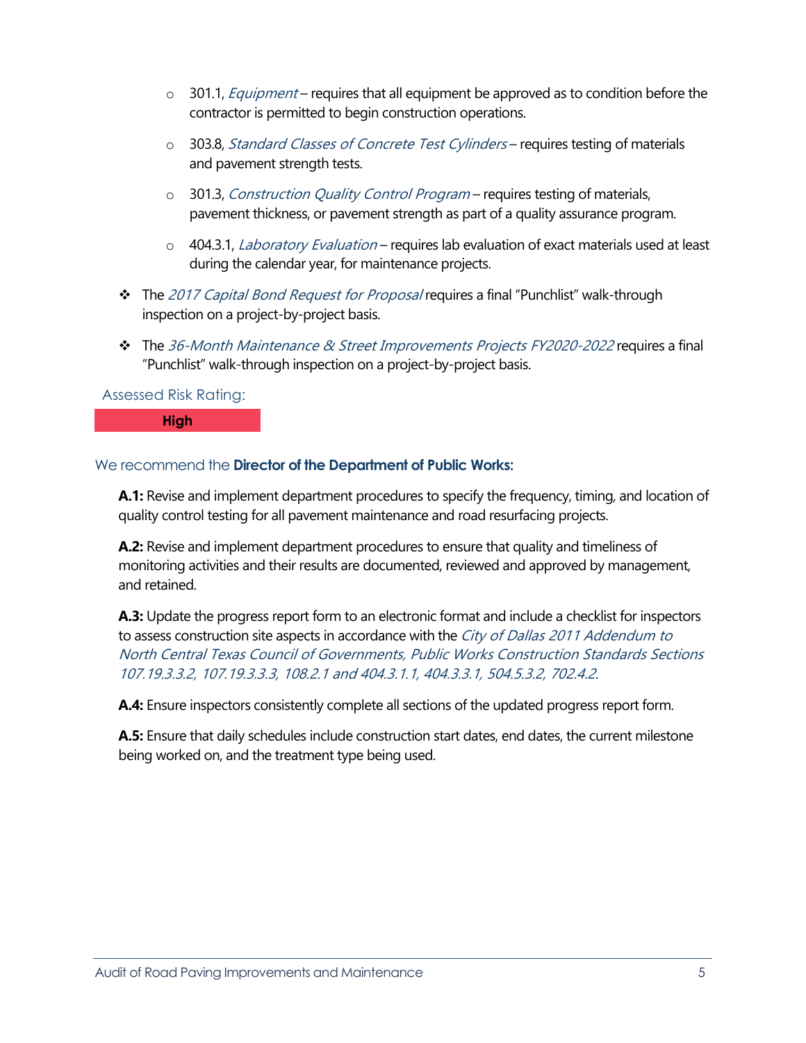- 301.1, *Equipment* – requires that all equipment be approved as to condition before the contractor is permitted to begin construction operations.
- 303.8, *Standard Classes of Concrete Test Cylinders* – requires testing of materials and pavement strength tests.
- 301.3, *Construction Quality Control Program* – requires testing of materials, pavement thickness, or pavement strength as part of a quality assurance program.
- 404.3.1, *Laboratory Evaluation* – requires lab evaluation of exact materials used at least during the calendar year, for maintenance projects.

- The *2017 Capital Bond Request for Proposal* requires a final "Punchlist" walk-through inspection on a project-by-project basis.
- The *36-Month Maintenance & Street Improvements Projects FY2020-2022* requires a final "Punchlist" walk-through inspection on a project-by-project basis.

Assessed Risk Rating:

**High**

We recommend the **Director of the Department of Public Works:**

**A.1:** Revise and implement department procedures to specify the frequency, timing, and location of quality control testing for all pavement maintenance and road resurfacing projects.

**A.2:** Revise and implement department procedures to ensure that quality and timeliness of monitoring activities and their results are documented, reviewed and approved by management, and retained.

**A.3:** Update the progress report form to an electronic format and include a checklist for inspectors to assess construction site aspects in accordance with the *City of Dallas 2011 Addendum to North Central Texas Council of Governments, Public Works Construction Standards Sections 107.19.3.3.2, 107.19.3.3.3, 108.2.1 and 404.3.1.1, 404.3.3.1, 504.5.3.2, 702.4.2*.

**A.4:** Ensure inspectors consistently complete all sections of the updated progress report form.

**A.5:** Ensure that daily schedules include construction start dates, end dates, the current milestone being worked on, and the treatment type being used.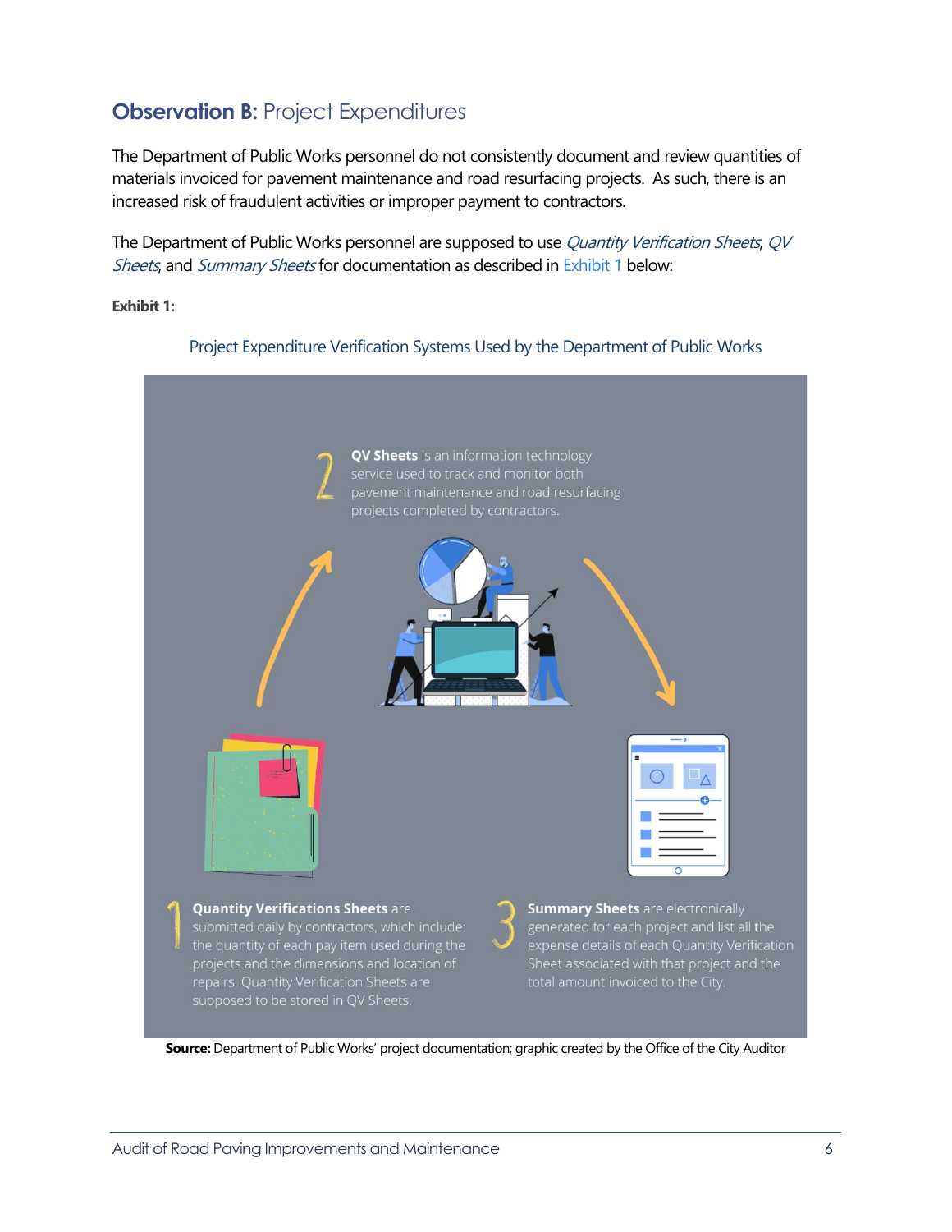## **Observation B:** Project Expenditures

The Department of Public Works personnel do not consistently document and review quantities of materials invoiced for pavement maintenance and road resurfacing projects. As such, there is an increased risk of fraudulent activities or improper payment to contractors.

The Department of Public Works personnel are supposed to use *Quantity Verification Sheets*, *QV Sheets*, and *Summary Sheets* for documentation as described in Exhibit 1 below:

**Exhibit 1:**

Project Expenditure Verification Systems Used by the Department of Public Works

1. **Quantity Verifications Sheets** are submitted daily by contractors, which include: the quantity of each pay item used during the projects and the dimensions and location of repairs. Quantity Verification Sheets are supposed to be stored in QV Sheets.
2. **QV Sheets** is an information technology service used to track and monitor both pavement maintenance and road resurfacing projects completed by contractors.
3. **Summary Sheets** are electronically generated for each project and list all the expense details of each Quantity Verification Sheet associated with that project and the total amount invoiced to the City.

**Source:** Department of Public Works' project documentation; graphic created by the Office of the City Auditor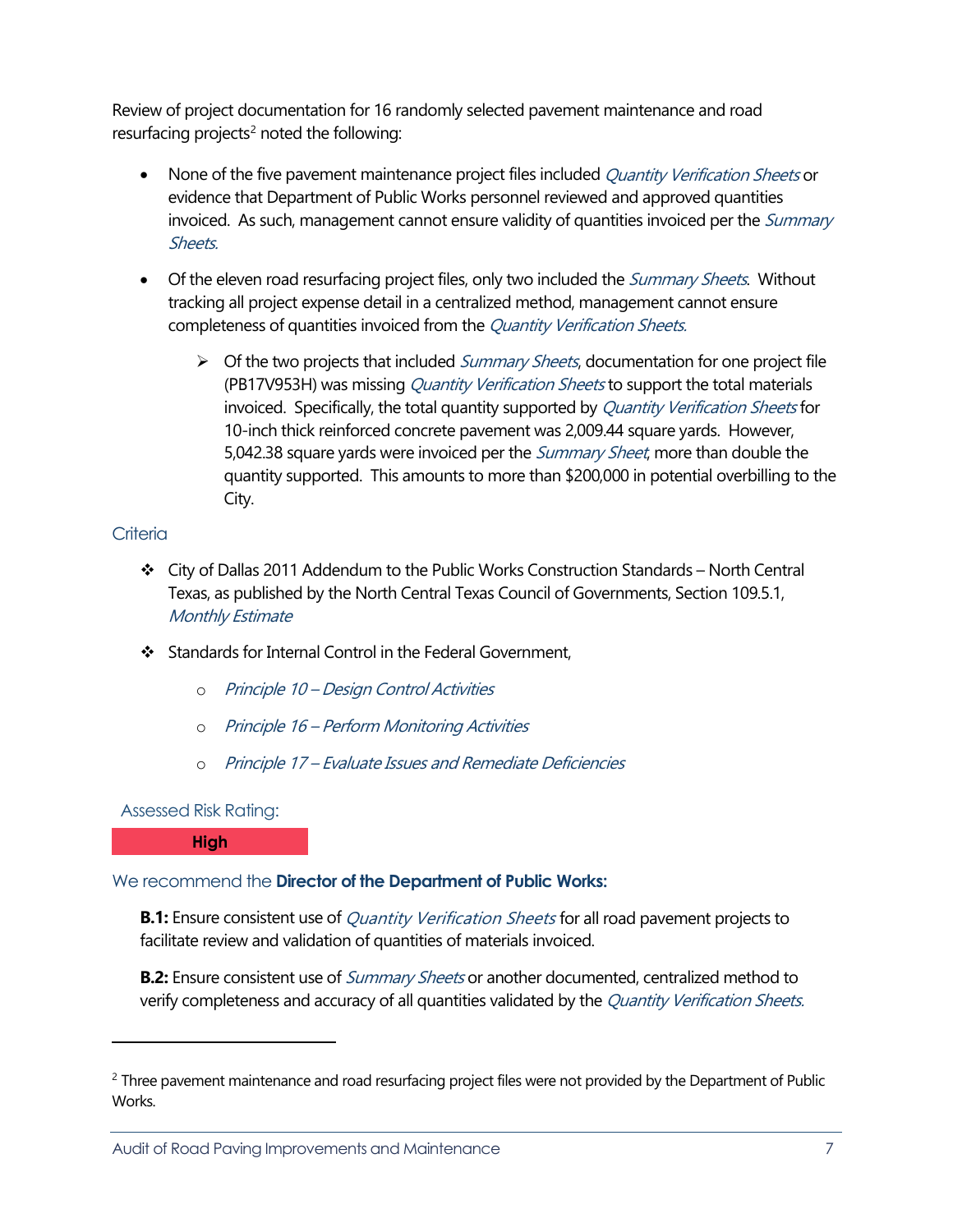Review of project documentation for 16 randomly selected pavement maintenance and road resurfacing projects[2] noted the following:

- None of the five pavement maintenance project files included *Quantity Verification Sheets* or evidence that Department of Public Works personnel reviewed and approved quantities invoiced. As such, management cannot ensure validity of quantities invoiced per the *Summary Sheets*.

- Of the eleven road resurfacing project files, only two included the *Summary Sheets*. Without tracking all project expense detail in a centralized method, management cannot ensure completeness of quantities invoiced from the *Quantity Verification Sheets*.

  - Of the two projects that included *Summary Sheets*, documentation for one project file (PB17V953H) was missing *Quantity Verification Sheets* to support the total materials invoiced. Specifically, the total quantity supported by *Quantity Verification Sheets* for 10-inch thick reinforced concrete pavement was 2,009.44 square yards. However, 5,042.38 square yards were invoiced per the *Summary Sheet*, more than double the quantity supported. This amounts to more than $200,000 in potential overbilling to the City.

### Criteria

- City of Dallas 2011 Addendum to the Public Works Construction Standards – North Central Texas, as published by the North Central Texas Council of Governments, Section 109.5.1, *Monthly Estimate*

- Standards for Internal Control in the Federal Government,

  - *Principle 10 – Design Control Activities*
  - *Principle 16 – Perform Monitoring Activities*
  - *Principle 17 – Evaluate Issues and Remediate Deficiencies*

### Assessed Risk Rating:

**High**

We recommend the **Director of the Department of Public Works:**

**B.1:** Ensure consistent use of *Quantity Verification Sheets* for all road pavement projects to facilitate review and validation of quantities of materials invoiced.

**B.2:** Ensure consistent use of *Summary Sheets* or another documented, centralized method to verify completeness and accuracy of all quantities validated by the *Quantity Verification Sheets*.

---

[2] Three pavement maintenance and road resurfacing project files were not provided by the Department of Public Works.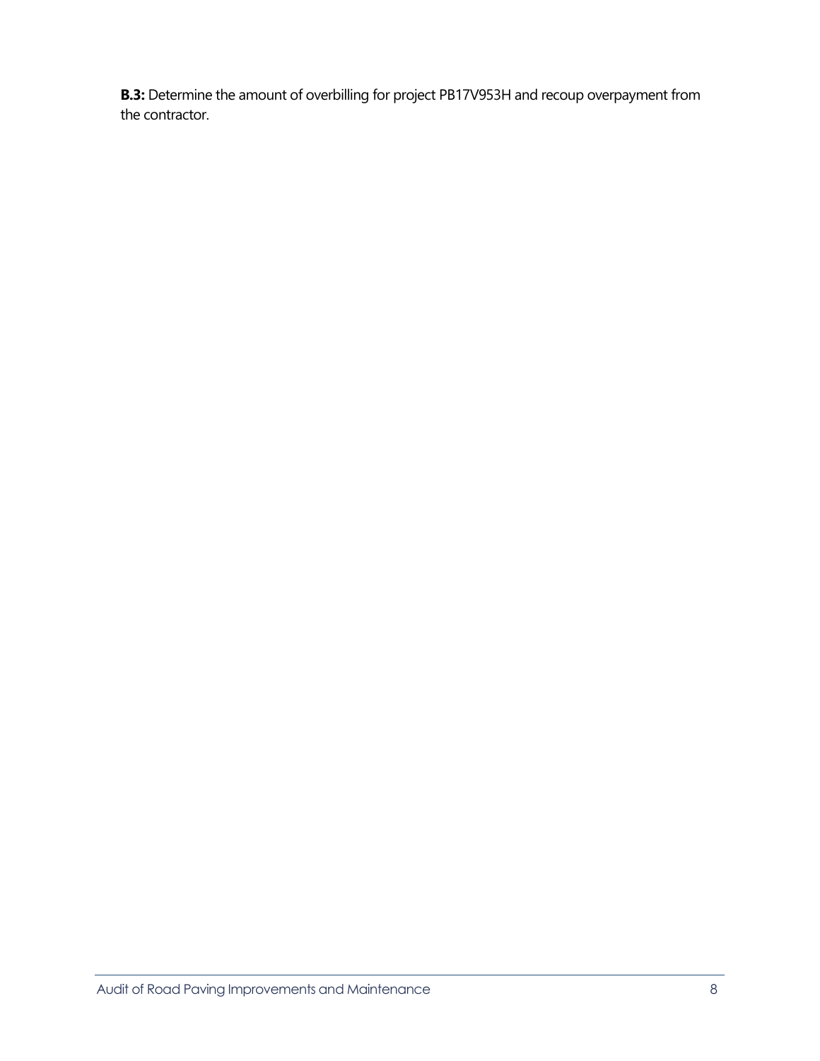**B.3:** Determine the amount of overbilling for project PB17V953H and recoup overpayment from the contractor.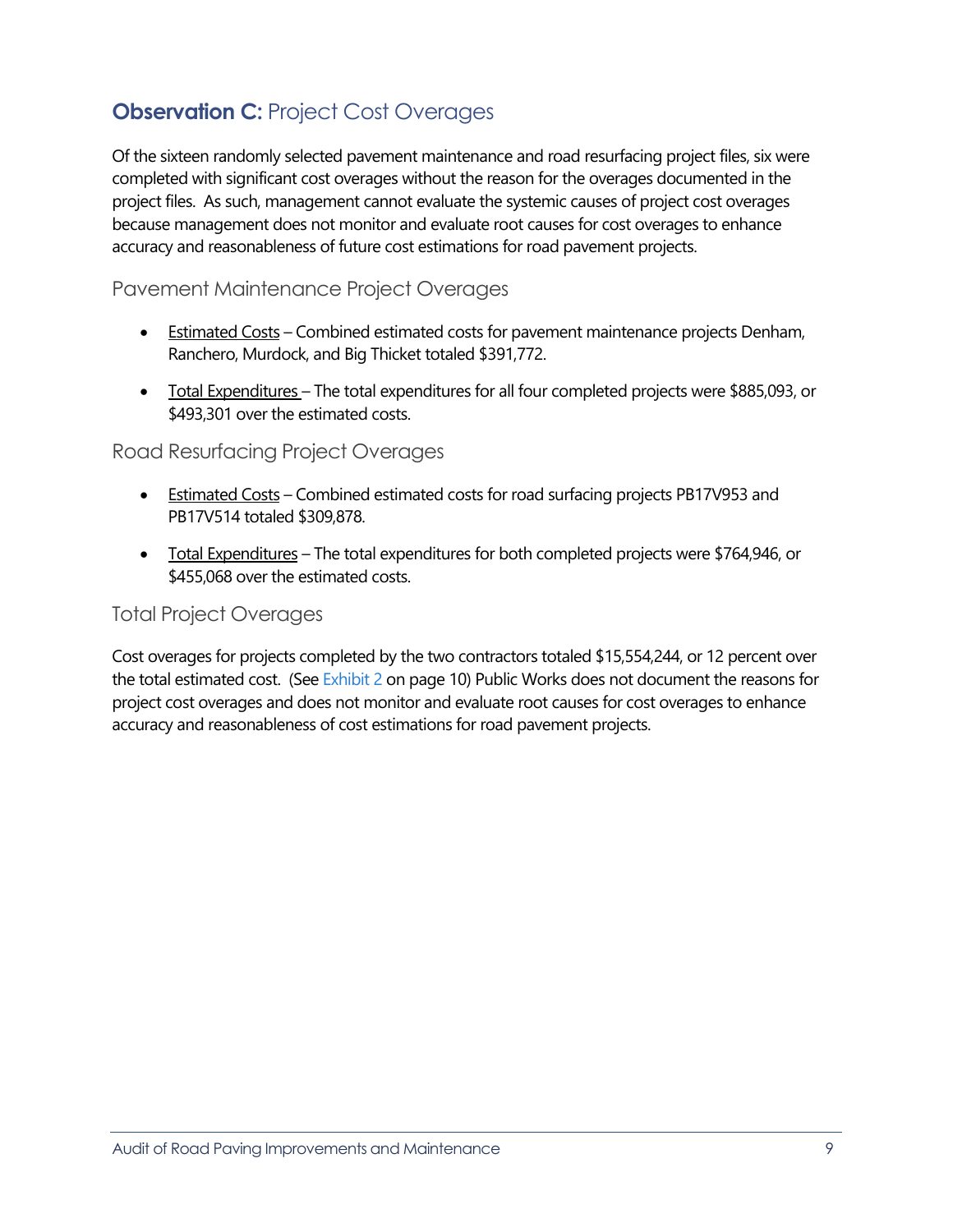## **Observation C:** Project Cost Overages

Of the sixteen randomly selected pavement maintenance and road resurfacing project files, six were completed with significant cost overages without the reason for the overages documented in the project files. As such, management cannot evaluate the systemic causes of project cost overages because management does not monitor and evaluate root causes for cost overages to enhance accuracy and reasonableness of future cost estimations for road pavement projects.

### Pavement Maintenance Project Overages

- Estimated Costs – Combined estimated costs for pavement maintenance projects Denham, Ranchero, Murdock, and Big Thicket totaled $391,772.
- Total Expenditures – The total expenditures for all four completed projects were $885,093, or $493,301 over the estimated costs.

### Road Resurfacing Project Overages

- Estimated Costs – Combined estimated costs for road surfacing projects PB17V953 and PB17V514 totaled $309,878.
- Total Expenditures – The total expenditures for both completed projects were $764,946, or $455,068 over the estimated costs.

### Total Project Overages

Cost overages for projects completed by the two contractors totaled $15,554,244, or 12 percent over the total estimated cost. (See Exhibit 2 on page 10) Public Works does not document the reasons for project cost overages and does not monitor and evaluate root causes for cost overages to enhance accuracy and reasonableness of cost estimations for road pavement projects.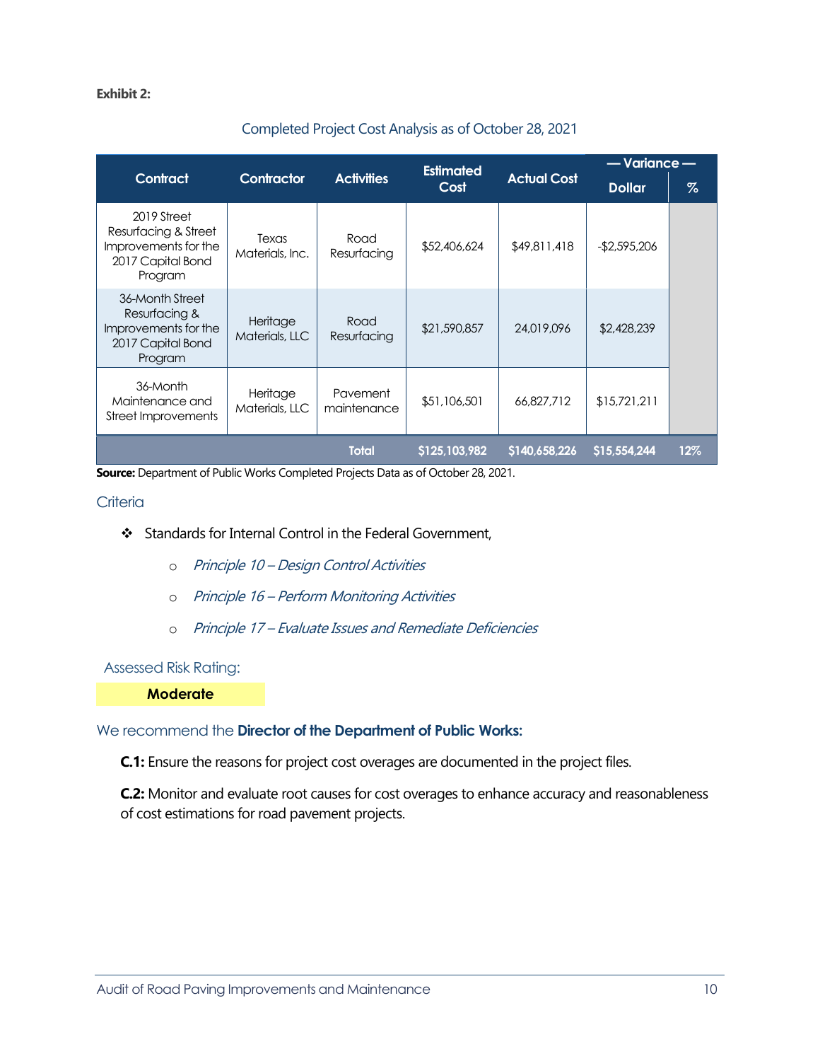**Exhibit 2:**

Completed Project Cost Analysis as of October 28, 2021

| Contract | Contractor | Activities | Estimated Cost | Actual Cost | — Variance — | |
|---|---|---|---|---|---|---|
| | | | | | Dollar | % |
| 2019 Street Resurfacing & Street Improvements for the 2017 Capital Bond Program | Texas Materials, Inc. | Road Resurfacing | $52,406,624 | $49,811,418 | -$2,595,206 | |
| 36-Month Street Resurfacing & Improvements for the 2017 Capital Bond Program | Heritage Materials, LLC | Road Resurfacing | $21,590,857 | 24,019,096 | $2,428,239 | |
| 36-Month Maintenance and Street Improvements | Heritage Materials, LLC | Pavement maintenance | $51,106,501 | 66,827,712 | $15,721,211 | |
| | | Total | $125,103,982 | $140,658,226 | $15,554,244 | 12% |

**Source:** Department of Public Works Completed Projects Data as of October 28, 2021.

## Criteria

- Standards for Internal Control in the Federal Government,
  - *Principle 10 – Design Control Activities*
  - *Principle 16 – Perform Monitoring Activities*
  - *Principle 17 – Evaluate Issues and Remediate Deficiencies*

## Assessed Risk Rating:

**Moderate**

We recommend the **Director of the Department of Public Works:**

**C.1:** Ensure the reasons for project cost overages are documented in the project files.

**C.2:** Monitor and evaluate root causes for cost overages to enhance accuracy and reasonableness of cost estimations for road pavement projects.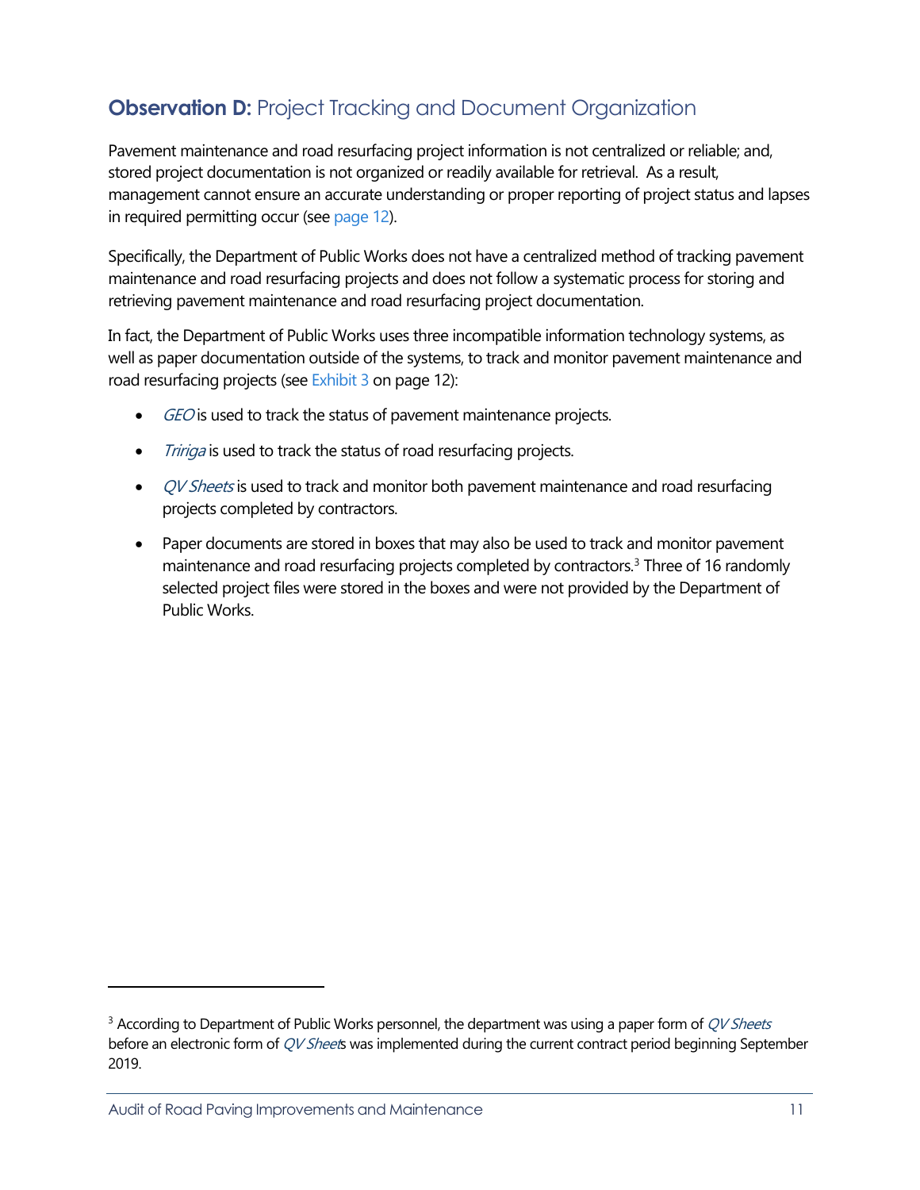## **Observation D:** Project Tracking and Document Organization

Pavement maintenance and road resurfacing project information is not centralized or reliable; and, stored project documentation is not organized or readily available for retrieval. As a result, management cannot ensure an accurate understanding or proper reporting of project status and lapses in required permitting occur (see page 12).

Specifically, the Department of Public Works does not have a centralized method of tracking pavement maintenance and road resurfacing projects and does not follow a systematic process for storing and retrieving pavement maintenance and road resurfacing project documentation.

In fact, the Department of Public Works uses three incompatible information technology systems, as well as paper documentation outside of the systems, to track and monitor pavement maintenance and road resurfacing projects (see Exhibit 3 on page 12):

- *GEO* is used to track the status of pavement maintenance projects.
- *Tririga* is used to track the status of road resurfacing projects.
- *QV Sheets* is used to track and monitor both pavement maintenance and road resurfacing projects completed by contractors.
- Paper documents are stored in boxes that may also be used to track and monitor pavement maintenance and road resurfacing projects completed by contractors.[3] Three of 16 randomly selected project files were stored in the boxes and were not provided by the Department of Public Works.

---

[3] According to Department of Public Works personnel, the department was using a paper form of *QV Sheets* before an electronic form of *QV Sheets* was implemented during the current contract period beginning September 2019.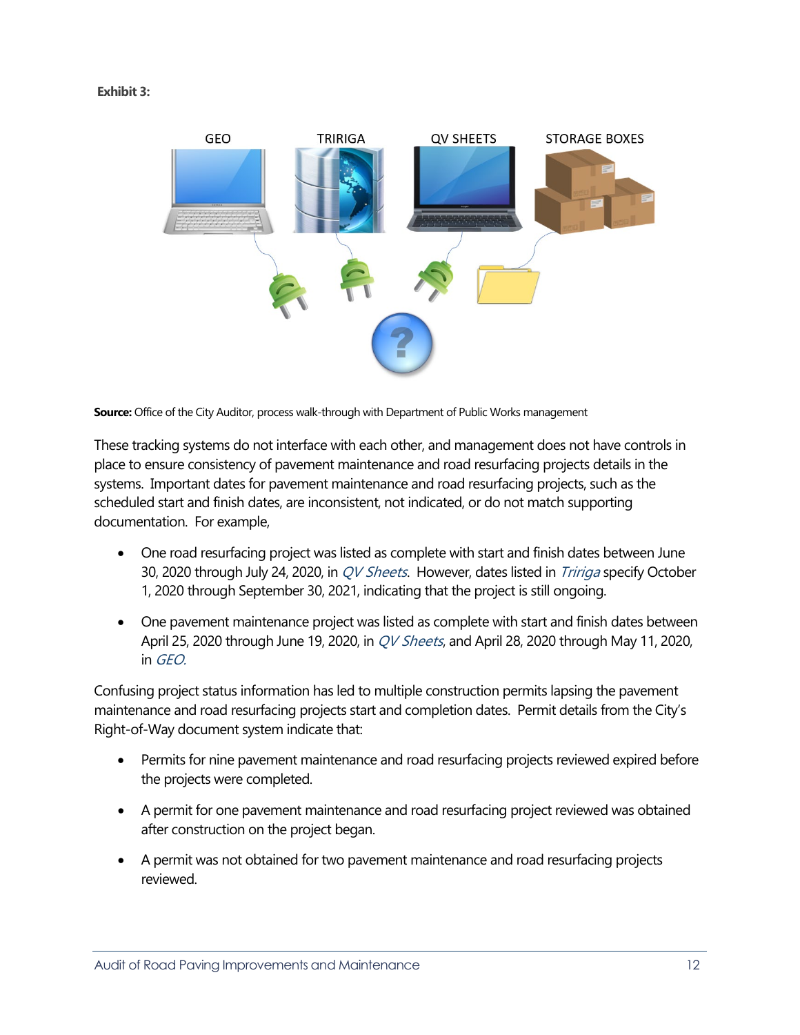**Exhibit 3:**

GEO TRIRIGA QV SHEETS STORAGE BOXES

**Source:** Office of the City Auditor, process walk-through with Department of Public Works management

These tracking systems do not interface with each other, and management does not have controls in place to ensure consistency of pavement maintenance and road resurfacing projects details in the systems. Important dates for pavement maintenance and road resurfacing projects, such as the scheduled start and finish dates, are inconsistent, not indicated, or do not match supporting documentation. For example,

- One road resurfacing project was listed as complete with start and finish dates between June 30, 2020 through July 24, 2020, in *QV Sheets*. However, dates listed in *Tririga* specify October 1, 2020 through September 30, 2021, indicating that the project is still ongoing.
- One pavement maintenance project was listed as complete with start and finish dates between April 25, 2020 through June 19, 2020, in *QV Sheets*, and April 28, 2020 through May 11, 2020, in *GEO*.

Confusing project status information has led to multiple construction permits lapsing the pavement maintenance and road resurfacing projects start and completion dates. Permit details from the City's Right-of-Way document system indicate that:

- Permits for nine pavement maintenance and road resurfacing projects reviewed expired before the projects were completed.
- A permit for one pavement maintenance and road resurfacing project reviewed was obtained after construction on the project began.
- A permit was not obtained for two pavement maintenance and road resurfacing projects reviewed.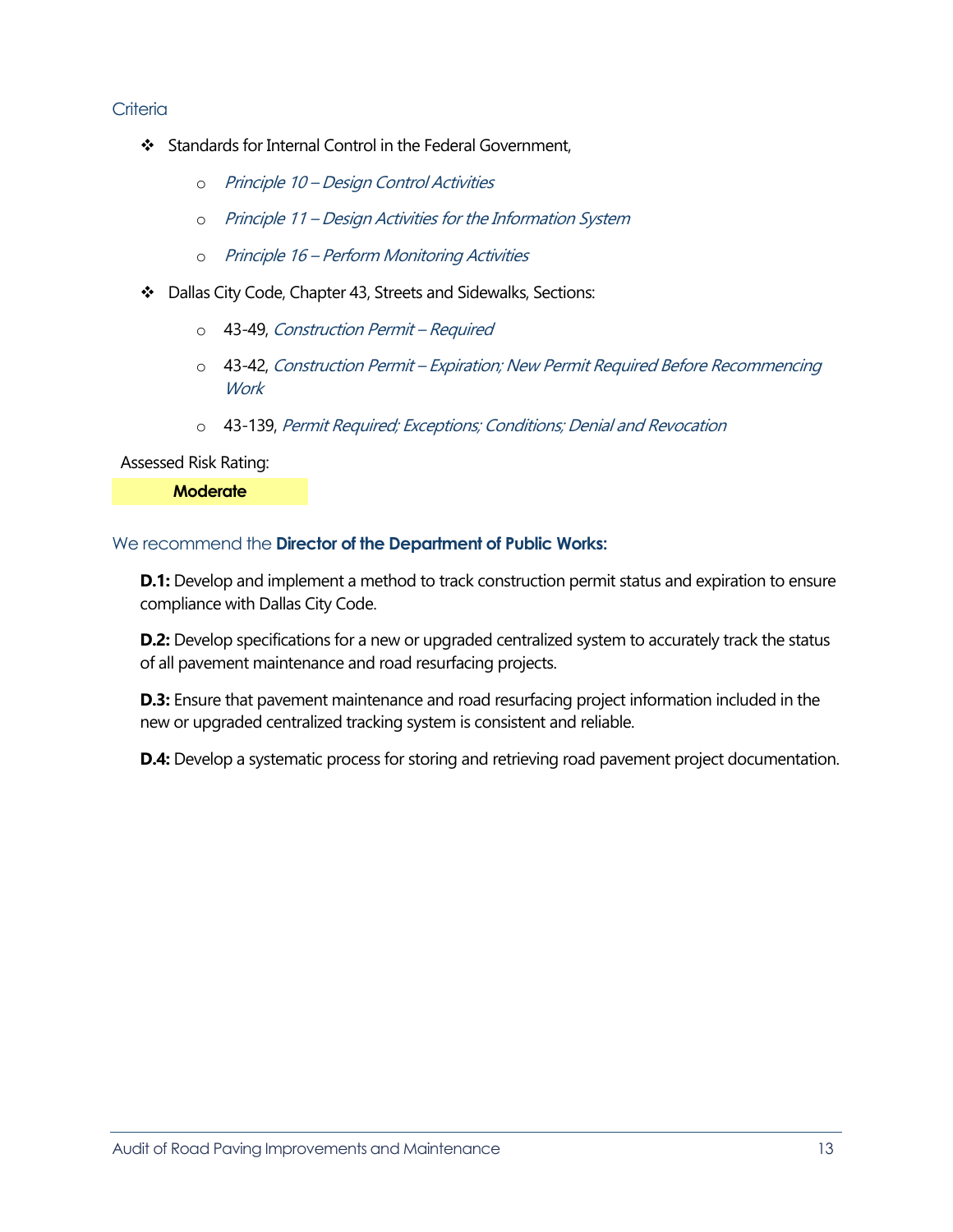### Criteria

- Standards for Internal Control in the Federal Government,
  - *Principle 10 – Design Control Activities*
  - *Principle 11 – Design Activities for the Information System*
  - *Principle 16 – Perform Monitoring Activities*
- Dallas City Code, Chapter 43, Streets and Sidewalks, Sections:
  - 43-49, *Construction Permit – Required*
  - 43-42, *Construction Permit – Expiration; New Permit Required Before Recommencing Work*
  - 43-139, *Permit Required; Exceptions; Conditions; Denial and Revocation*

Assessed Risk Rating:

**Moderate**

### We recommend the **Director of the Department of Public Works:**

**D.1:** Develop and implement a method to track construction permit status and expiration to ensure compliance with Dallas City Code.

**D.2:** Develop specifications for a new or upgraded centralized system to accurately track the status of all pavement maintenance and road resurfacing projects.

**D.3:** Ensure that pavement maintenance and road resurfacing project information included in the new or upgraded centralized tracking system is consistent and reliable.

**D.4:** Develop a systematic process for storing and retrieving road pavement project documentation.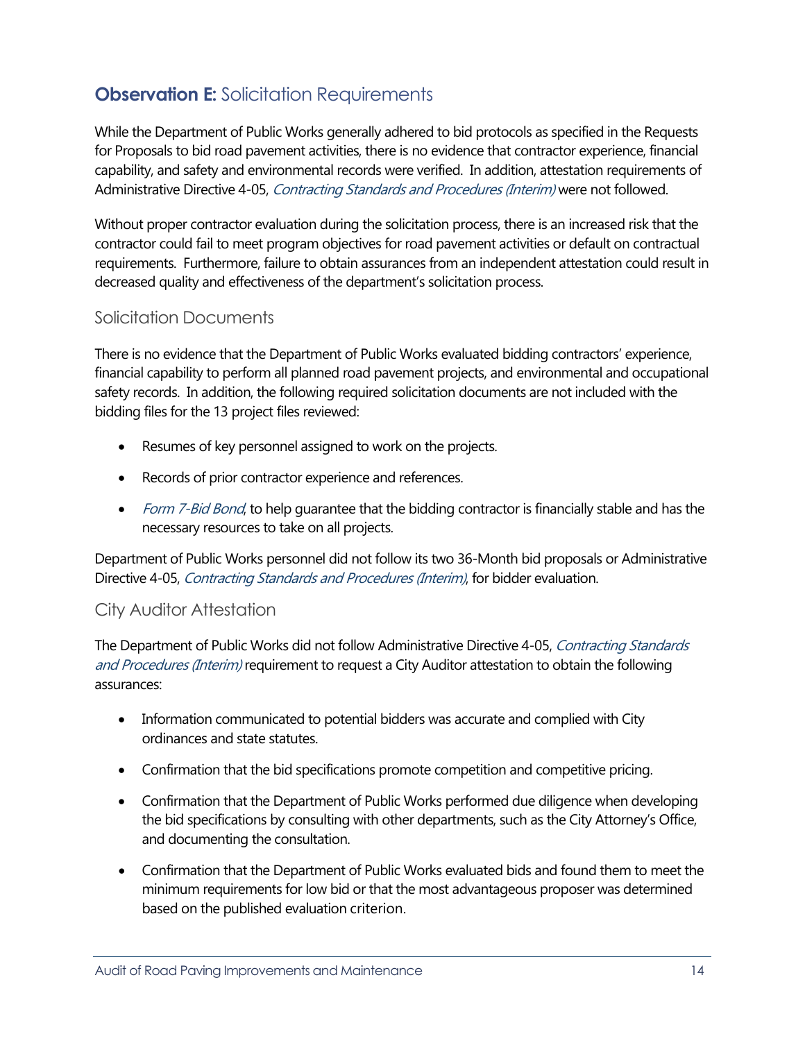## **Observation E:** Solicitation Requirements

While the Department of Public Works generally adhered to bid protocols as specified in the Requests for Proposals to bid road pavement activities, there is no evidence that contractor experience, financial capability, and safety and environmental records were verified. In addition, attestation requirements of Administrative Directive 4-05, *Contracting Standards and Procedures (Interim)* were not followed.

Without proper contractor evaluation during the solicitation process, there is an increased risk that the contractor could fail to meet program objectives for road pavement activities or default on contractual requirements. Furthermore, failure to obtain assurances from an independent attestation could result in decreased quality and effectiveness of the department's solicitation process.

### Solicitation Documents

There is no evidence that the Department of Public Works evaluated bidding contractors' experience, financial capability to perform all planned road pavement projects, and environmental and occupational safety records. In addition, the following required solicitation documents are not included with the bidding files for the 13 project files reviewed:

- Resumes of key personnel assigned to work on the projects.
- Records of prior contractor experience and references.
- *Form 7-Bid Bond*, to help guarantee that the bidding contractor is financially stable and has the necessary resources to take on all projects.

Department of Public Works personnel did not follow its two 36-Month bid proposals or Administrative Directive 4-05, *Contracting Standards and Procedures (Interim)*, for bidder evaluation.

### City Auditor Attestation

The Department of Public Works did not follow Administrative Directive 4-05, *Contracting Standards and Procedures (Interim)* requirement to request a City Auditor attestation to obtain the following assurances:

- Information communicated to potential bidders was accurate and complied with City ordinances and state statutes.
- Confirmation that the bid specifications promote competition and competitive pricing.
- Confirmation that the Department of Public Works performed due diligence when developing the bid specifications by consulting with other departments, such as the City Attorney's Office, and documenting the consultation.
- Confirmation that the Department of Public Works evaluated bids and found them to meet the minimum requirements for low bid or that the most advantageous proposer was determined based on the published evaluation criterion.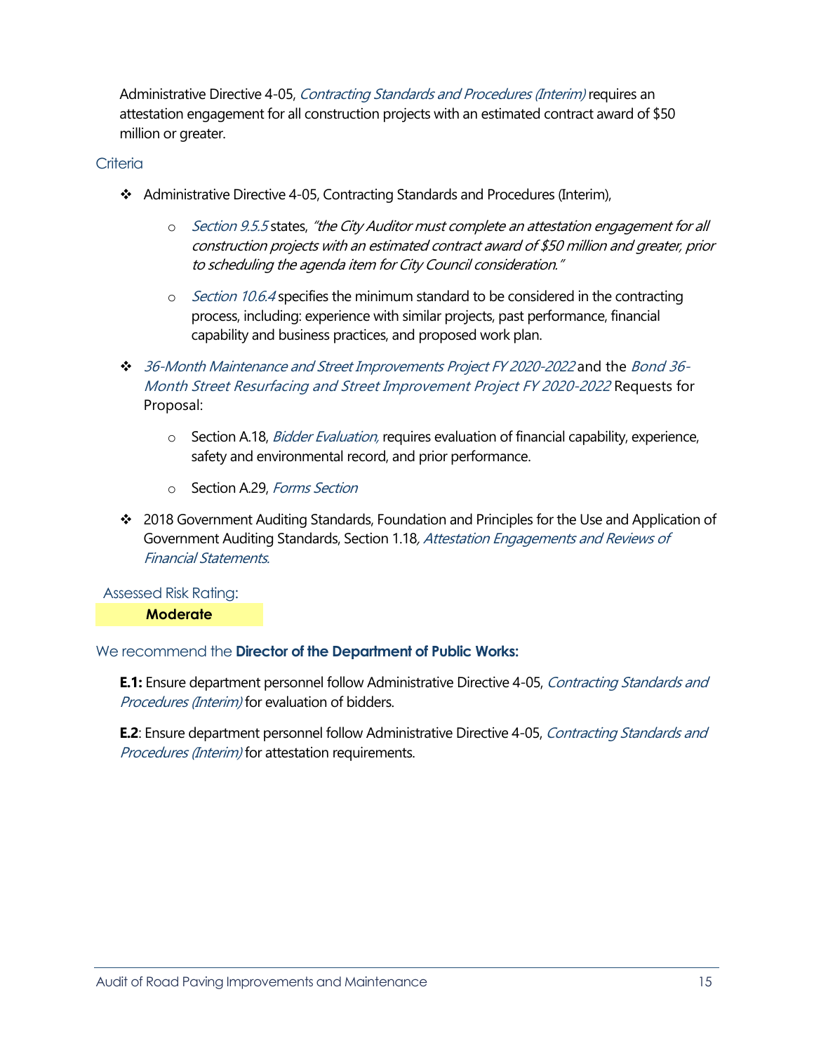Administrative Directive 4-05, *Contracting Standards and Procedures (Interim)* requires an attestation engagement for all construction projects with an estimated contract award of $50 million or greater.

### Criteria

- Administrative Directive 4-05, Contracting Standards and Procedures (Interim),
  - *Section 9.5.5* states, *"the City Auditor must complete an attestation engagement for all construction projects with an estimated contract award of $50 million and greater, prior to scheduling the agenda item for City Council consideration."*
  - *Section 10.6.4* specifies the minimum standard to be considered in the contracting process, including: experience with similar projects, past performance, financial capability and business practices, and proposed work plan.
- *36-Month Maintenance and Street Improvements Project FY 2020-2022* and the *Bond 36-Month Street Resurfacing and Street Improvement Project FY 2020-2022* Requests for Proposal:
  - Section A.18, *Bidder Evaluation,* requires evaluation of financial capability, experience, safety and environmental record, and prior performance.
  - Section A.29, *Forms Section*
- 2018 Government Auditing Standards, Foundation and Principles for the Use and Application of Government Auditing Standards, Section 1.18*, Attestation Engagements and Reviews of Financial Statements.*

### Assessed Risk Rating:

**Moderate**

### We recommend the **Director of the Department of Public Works:**

**E.1:** Ensure department personnel follow Administrative Directive 4-05, *Contracting Standards and Procedures (Interim)* for evaluation of bidders.

**E.2**: Ensure department personnel follow Administrative Directive 4-05, *Contracting Standards and Procedures (Interim)* for attestation requirements.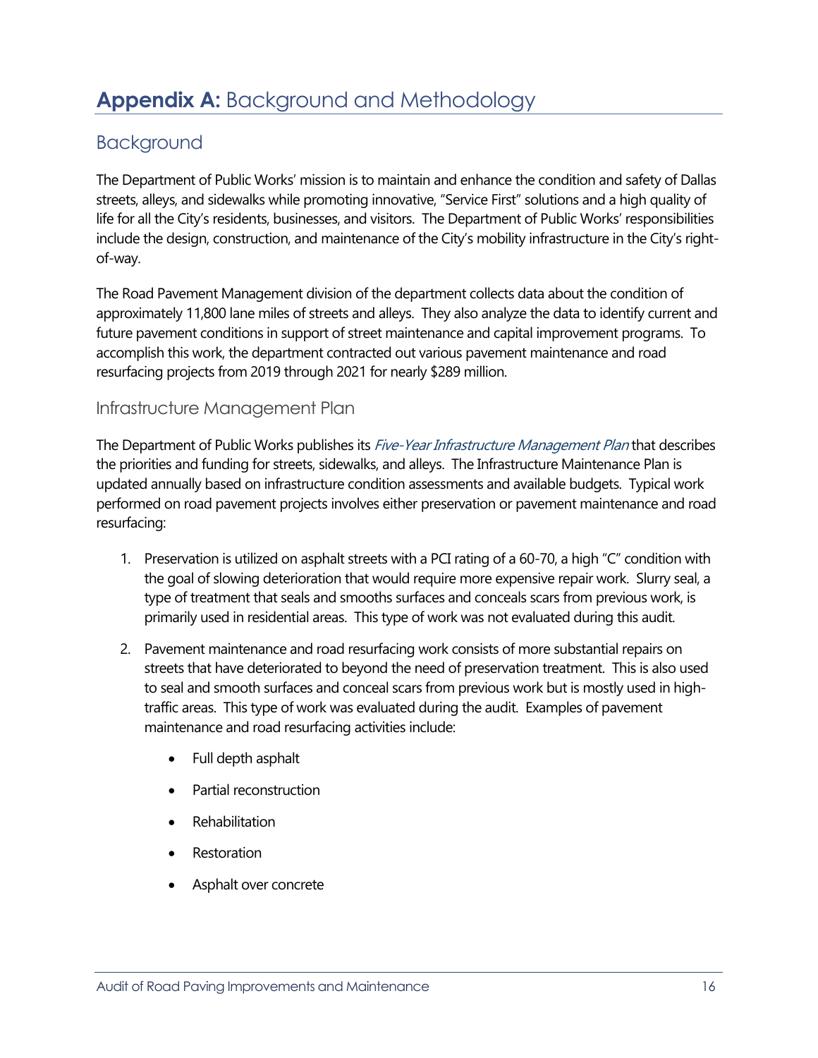# **Appendix A:** Background and Methodology

## Background

The Department of Public Works' mission is to maintain and enhance the condition and safety of Dallas streets, alleys, and sidewalks while promoting innovative, "Service First" solutions and a high quality of life for all the City's residents, businesses, and visitors. The Department of Public Works' responsibilities include the design, construction, and maintenance of the City's mobility infrastructure in the City's right-of-way.

The Road Pavement Management division of the department collects data about the condition of approximately 11,800 lane miles of streets and alleys. They also analyze the data to identify current and future pavement conditions in support of street maintenance and capital improvement programs. To accomplish this work, the department contracted out various pavement maintenance and road resurfacing projects from 2019 through 2021 for nearly $289 million.

### Infrastructure Management Plan

The Department of Public Works publishes its *Five-Year Infrastructure Management Plan* that describes the priorities and funding for streets, sidewalks, and alleys. The Infrastructure Maintenance Plan is updated annually based on infrastructure condition assessments and available budgets. Typical work performed on road pavement projects involves either preservation or pavement maintenance and road resurfacing:

1. Preservation is utilized on asphalt streets with a PCI rating of a 60-70, a high "C" condition with the goal of slowing deterioration that would require more expensive repair work. Slurry seal, a type of treatment that seals and smooths surfaces and conceals scars from previous work, is primarily used in residential areas. This type of work was not evaluated during this audit.

2. Pavement maintenance and road resurfacing work consists of more substantial repairs on streets that have deteriorated to beyond the need of preservation treatment. This is also used to seal and smooth surfaces and conceal scars from previous work but is mostly used in high-traffic areas. This type of work was evaluated during the audit. Examples of pavement maintenance and road resurfacing activities include:

   - Full depth asphalt
   - Partial reconstruction
   - Rehabilitation
   - Restoration
   - Asphalt over concrete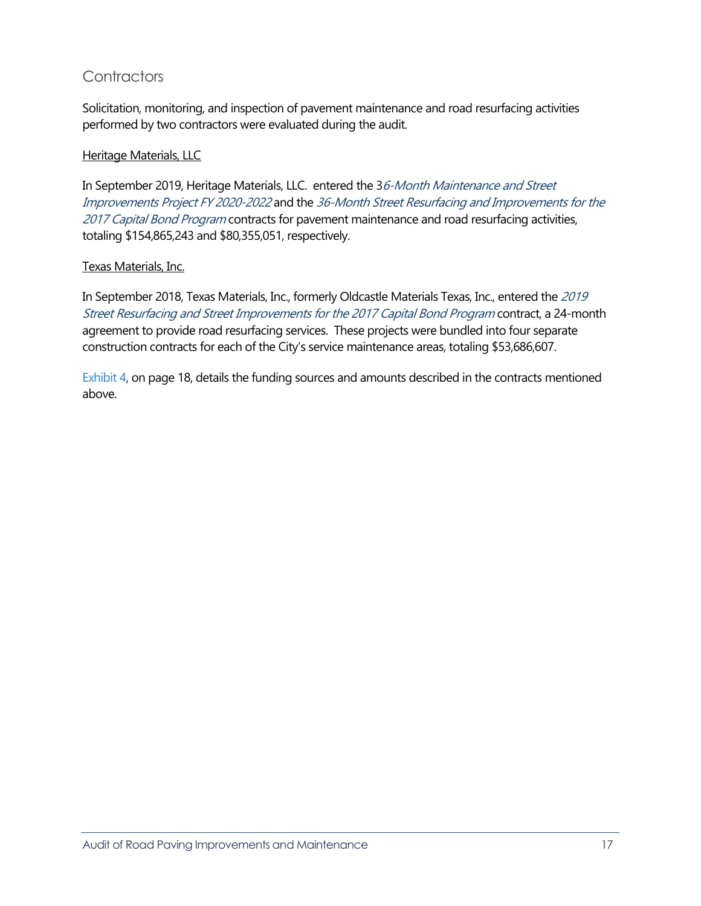## Contractors

Solicitation, monitoring, and inspection of pavement maintenance and road resurfacing activities performed by two contractors were evaluated during the audit.

Heritage Materials, LLC

In September 2019, Heritage Materials, LLC. entered the 3*6-Month Maintenance and Street Improvements Project FY 2020-2022* and the *36-Month Street Resurfacing and Improvements for the 2017 Capital Bond Program* contracts for pavement maintenance and road resurfacing activities, totaling $154,865,243 and $80,355,051, respectively.

Texas Materials, Inc.

In September 2018, Texas Materials, Inc., formerly Oldcastle Materials Texas, Inc., entered the *2019 Street Resurfacing and Street Improvements for the 2017 Capital Bond Program* contract, a 24-month agreement to provide road resurfacing services. These projects were bundled into four separate construction contracts for each of the City's service maintenance areas, totaling $53,686,607.

Exhibit 4, on page 18, details the funding sources and amounts described in the contracts mentioned above.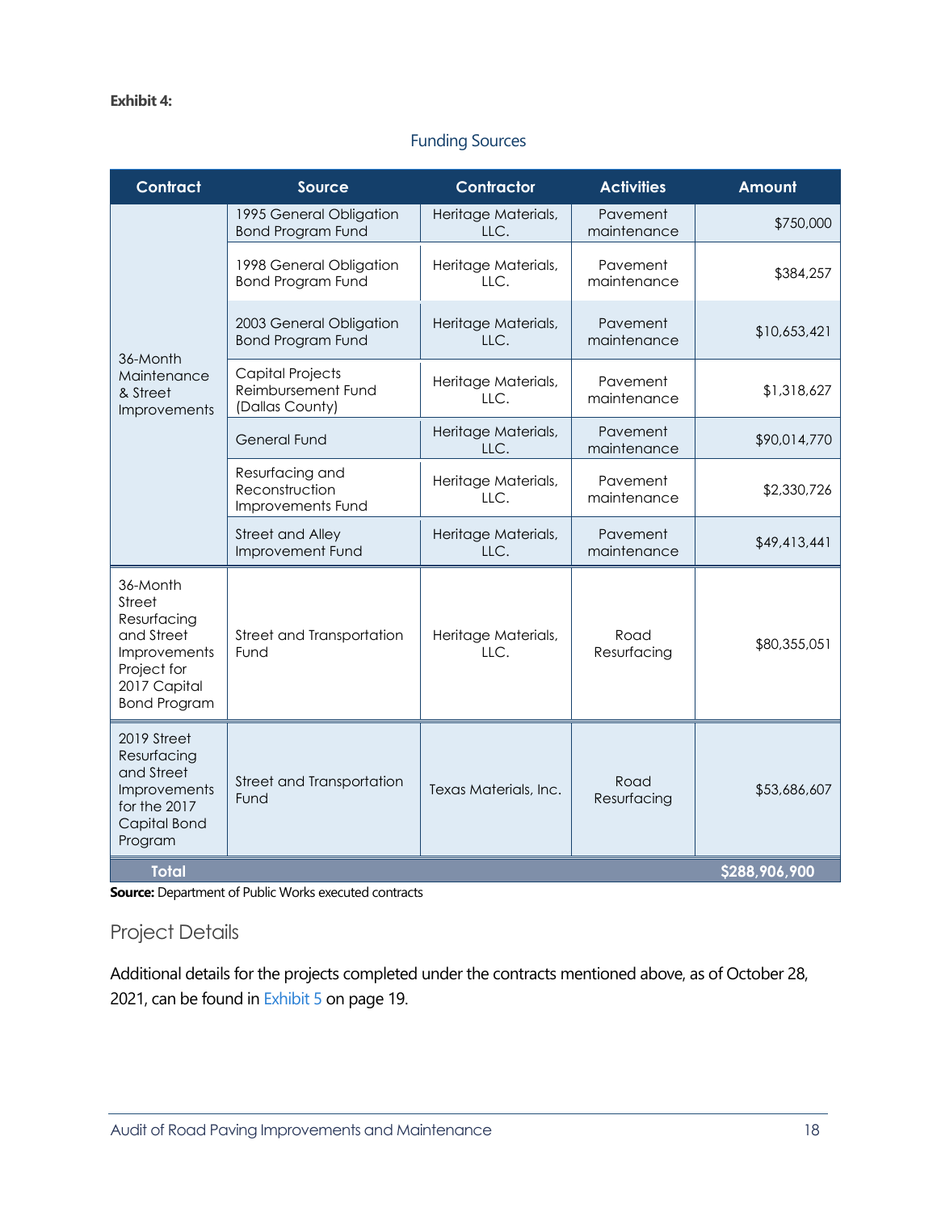**Exhibit 4:**

Funding Sources

| Contract | Source | Contractor | Activities | Amount |
|---|---|---|---|---|
| 36-Month Maintenance & Street Improvements | 1995 General Obligation Bond Program Fund | Heritage Materials, LLC. | Pavement maintenance | $750,000 |
| | 1998 General Obligation Bond Program Fund | Heritage Materials, LLC. | Pavement maintenance | $384,257 |
| | 2003 General Obligation Bond Program Fund | Heritage Materials, LLC. | Pavement maintenance | $10,653,421 |
| | Capital Projects Reimbursement Fund (Dallas County) | Heritage Materials, LLC. | Pavement maintenance | $1,318,627 |
| | General Fund | Heritage Materials, LLC. | Pavement maintenance | $90,014,770 |
| | Resurfacing and Reconstruction Improvements Fund | Heritage Materials, LLC. | Pavement maintenance | $2,330,726 |
| | Street and Alley Improvement Fund | Heritage Materials, LLC. | Pavement maintenance | $49,413,441 |
| 36-Month Street Resurfacing and Street Improvements Project for 2017 Capital Bond Program | Street and Transportation Fund | Heritage Materials, LLC. | Road Resurfacing | $80,355,051 |
| 2019 Street Resurfacing and Street Improvements for the 2017 Capital Bond Program | Street and Transportation Fund | Texas Materials, Inc. | Road Resurfacing | $53,686,607 |
| **Total** | | | | **$288,906,900** |

**Source:** Department of Public Works executed contracts

## Project Details

Additional details for the projects completed under the contracts mentioned above, as of October 28, 2021, can be found in Exhibit 5 on page 19.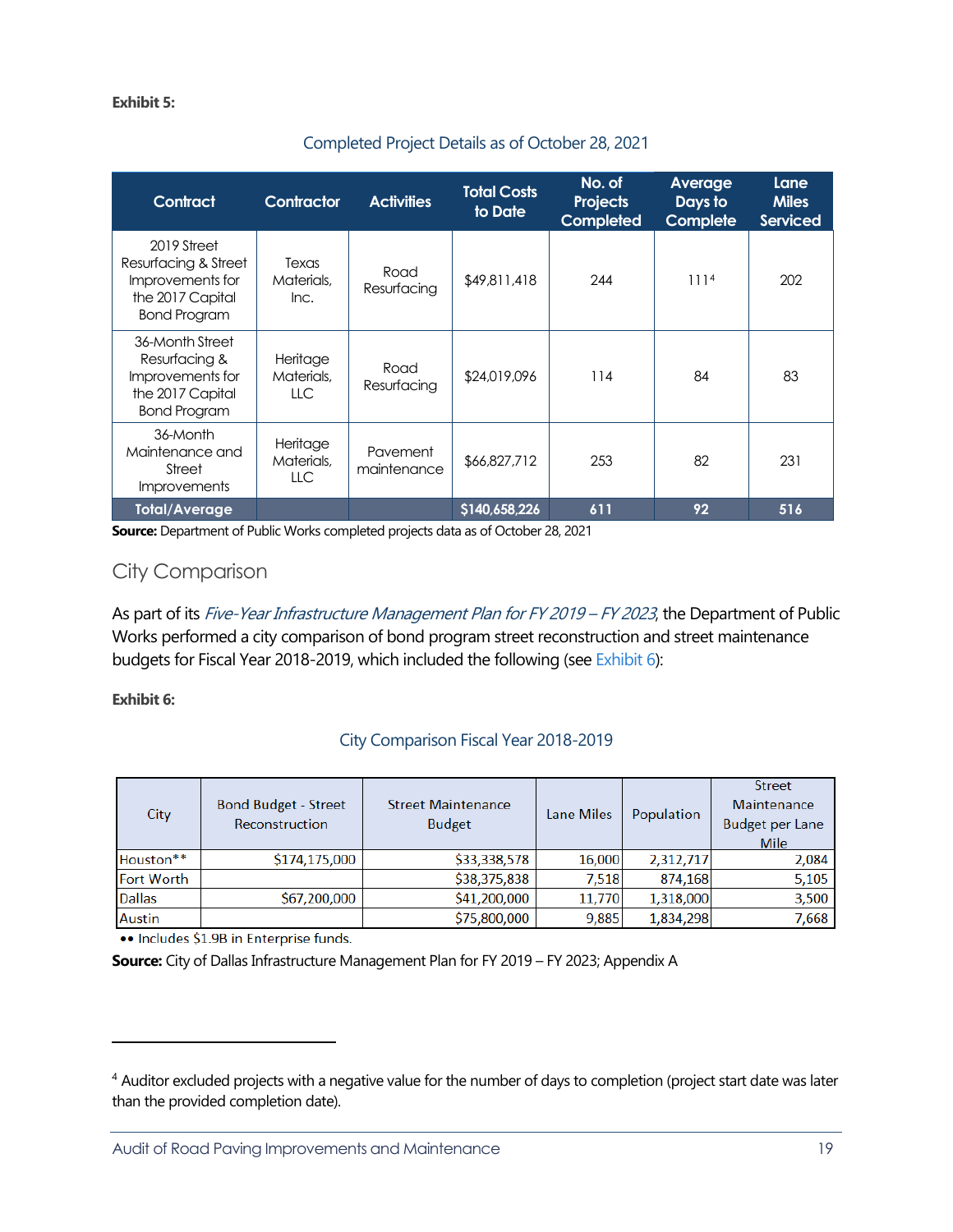**Exhibit 5:**

Completed Project Details as of October 28, 2021

| Contract | Contractor | Activities | Total Costs to Date | No. of Projects Completed | Average Days to Complete | Lane Miles Serviced |
|---|---|---|---|---|---|---|
| 2019 Street Resurfacing & Street Improvements for the 2017 Capital Bond Program | Texas Materials, Inc. | Road Resurfacing | $49,811,418 | 244 | 111[4] | 202 |
| 36-Month Street Resurfacing & Improvements for the 2017 Capital Bond Program | Heritage Materials, LLC | Road Resurfacing | $24,019,096 | 114 | 84 | 83 |
| 36-Month Maintenance and Street Improvements | Heritage Materials, LLC | Pavement maintenance | $66,827,712 | 253 | 82 | 231 |
| **Total/Average** | | | **$140,658,226** | **611** | **92** | **516** |

**Source:** Department of Public Works completed projects data as of October 28, 2021

## City Comparison

As part of its *Five-Year Infrastructure Management Plan for FY 2019 – FY 2023*, the Department of Public Works performed a city comparison of bond program street reconstruction and street maintenance budgets for Fiscal Year 2018-2019, which included the following (see Exhibit 6):

**Exhibit 6:**

City Comparison Fiscal Year 2018-2019

| City | Bond Budget - Street Reconstruction | Street Maintenance Budget | Lane Miles | Population | Street Maintenance Budget per Lane Mile |
|---|---|---|---|---|---|
| Houston** | $174,175,000 | $33,338,578 | 16,000 | 2,312,717 | 2,084 |
| Fort Worth | | $38,375,838 | 7,518 | 874,168 | 5,105 |
| Dallas | $67,200,000 | $41,200,000 | 11,770 | 1,318,000 | 3,500 |
| Austin | | $75,800,000 | 9,885 | 1,834,298 | 7,668 |

•• Includes $1.9B in Enterprise funds.

**Source:** City of Dallas Infrastructure Management Plan for FY 2019 – FY 2023; Appendix A

[4] Auditor excluded projects with a negative value for the number of days to completion (project start date was later than the provided completion date).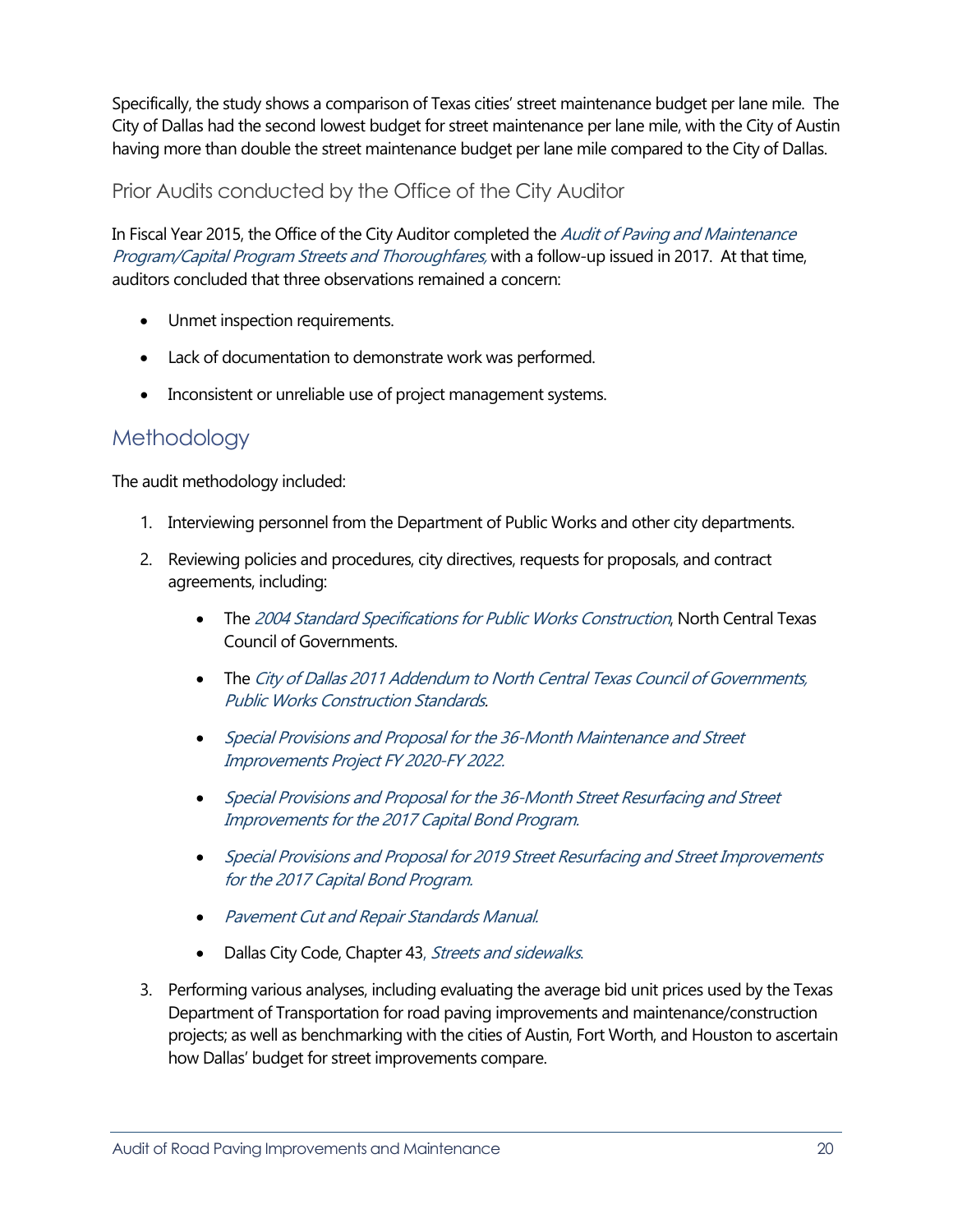Specifically, the study shows a comparison of Texas cities' street maintenance budget per lane mile. The City of Dallas had the second lowest budget for street maintenance per lane mile, with the City of Austin having more than double the street maintenance budget per lane mile compared to the City of Dallas.

### Prior Audits conducted by the Office of the City Auditor

In Fiscal Year 2015, the Office of the City Auditor completed the *Audit of Paving and Maintenance Program/Capital Program Streets and Thoroughfares,* with a follow-up issued in 2017. At that time, auditors concluded that three observations remained a concern:

- Unmet inspection requirements.
- Lack of documentation to demonstrate work was performed.
- Inconsistent or unreliable use of project management systems.

## Methodology

The audit methodology included:

1. Interviewing personnel from the Department of Public Works and other city departments.
2. Reviewing policies and procedures, city directives, requests for proposals, and contract agreements, including:
   - The *2004 Standard Specifications for Public Works Construction*, North Central Texas Council of Governments.
   - The *City of Dallas 2011 Addendum to North Central Texas Council of Governments, Public Works Construction Standards*.
   - *Special Provisions and Proposal for the 36-Month Maintenance and Street Improvements Project FY 2020-FY 2022.*
   - *Special Provisions and Proposal for the 36-Month Street Resurfacing and Street Improvements for the 2017 Capital Bond Program.*
   - *Special Provisions and Proposal for 2019 Street Resurfacing and Street Improvements for the 2017 Capital Bond Program.*
   - *Pavement Cut and Repair Standards Manual.*
   - Dallas City Code, Chapter 43, *Streets and sidewalks*.
3. Performing various analyses, including evaluating the average bid unit prices used by the Texas Department of Transportation for road paving improvements and maintenance/construction projects; as well as benchmarking with the cities of Austin, Fort Worth, and Houston to ascertain how Dallas' budget for street improvements compare.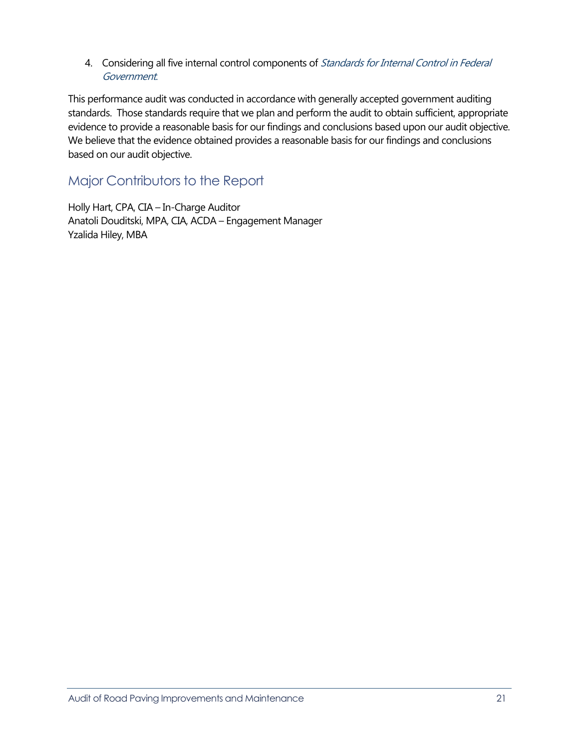4. Considering all five internal control components of *Standards for Internal Control in Federal Government*.

This performance audit was conducted in accordance with generally accepted government auditing standards. Those standards require that we plan and perform the audit to obtain sufficient, appropriate evidence to provide a reasonable basis for our findings and conclusions based upon our audit objective. We believe that the evidence obtained provides a reasonable basis for our findings and conclusions based on our audit objective.

## Major Contributors to the Report

Holly Hart, CPA, CIA – In-Charge Auditor
Anatoli Douditski, MPA, CIA, ACDA – Engagement Manager
Yzalida Hiley, MBA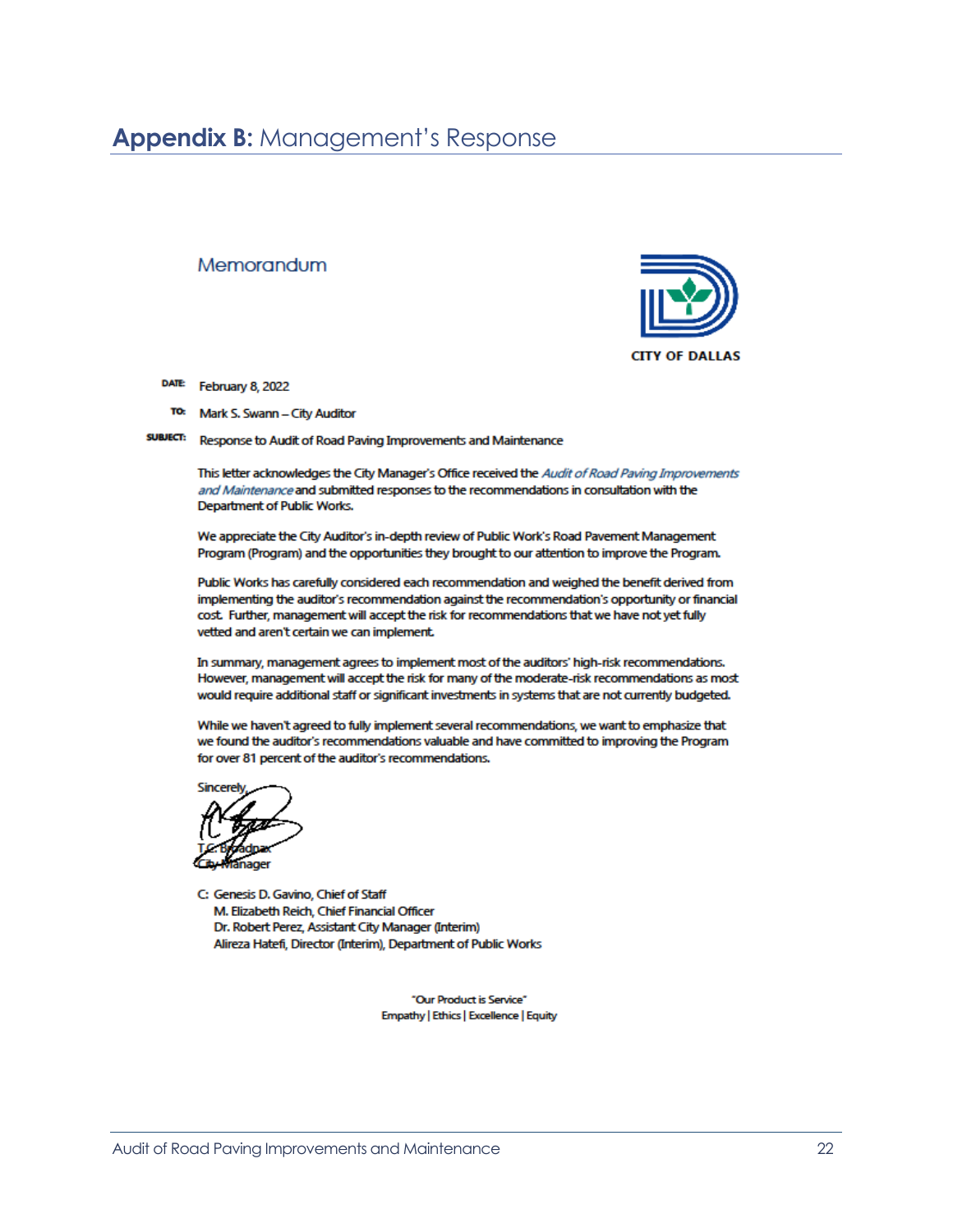## **Appendix B:** Management's Response

Memorandum

CITY OF DALLAS

**DATE** February 8, 2022

**TO** Mark S. Swann – City Auditor

**SUBJECT** Response to Audit of Road Paving Improvements and Maintenance

This letter acknowledges the City Manager's Office received the *Audit of Road Paving Improvements and Maintenance* and submitted responses to the recommendations in consultation with the Department of Public Works.

We appreciate the City Auditor's in-depth review of Public Work's Road Pavement Management Program (Program) and the opportunities they brought to our attention to improve the Program.

Public Works has carefully considered each recommendation and weighed the benefit derived from implementing the auditor's recommendation against the recommendation's opportunity or financial cost. Further, management will accept the risk for recommendations that we have not yet fully vetted and aren't certain we can implement.

In summary, management agrees to implement most of the auditors' high-risk recommendations. However, management will accept the risk for many of the moderate-risk recommendations as most would require additional staff or significant investments in systems that are not currently budgeted.

While we haven't agreed to fully implement several recommendations, we want to emphasize that we found the auditor's recommendations valuable and have committed to improving the Program for over 81 percent of the auditor's recommendations.

Sincerely,

T.C. Broadnax
City Manager

C: Genesis D. Gavino, Chief of Staff
M. Elizabeth Reich, Chief Financial Officer
Dr. Robert Perez, Assistant City Manager (Interim)
Alireza Hatefi, Director (Interim), Department of Public Works

"Our Product is Service"
Empathy | Ethics | Excellence | Equity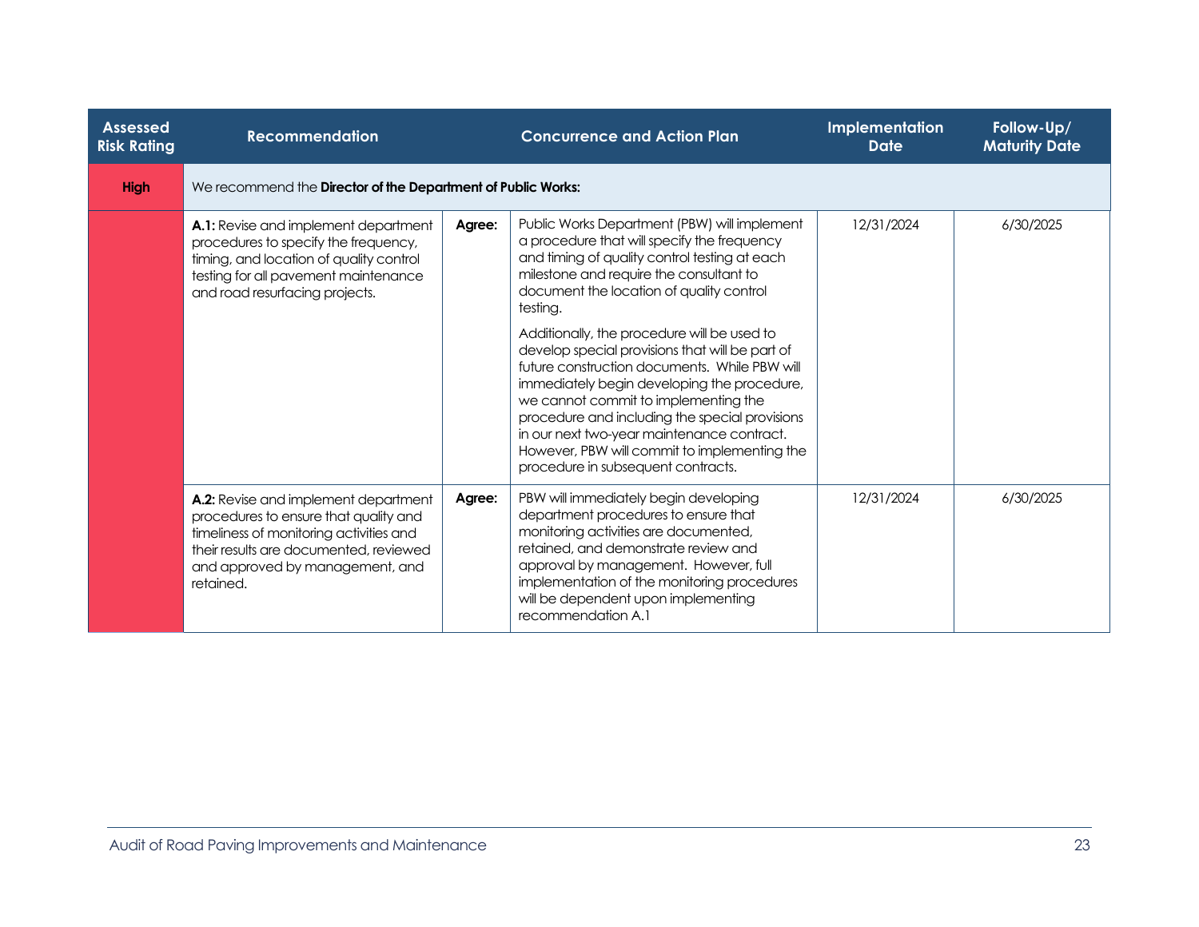| Assessed Risk Rating | Recommendation | | Concurrence and Action Plan | Implementation Date | Follow-Up/ Maturity Date |
|---|---|---|---|---|---|
| **High** | We recommend the **Director of the Department of Public Works:** | | | | |
| | **A.1:** Revise and implement department procedures to specify the frequency, timing, and location of quality control testing for all pavement maintenance and road resurfacing projects. | **Agree:** | Public Works Department (PBW) will implement a procedure that will specify the frequency and timing of quality control testing at each milestone and require the consultant to document the location of quality control testing.<br><br>Additionally, the procedure will be used to develop special provisions that will be part of future construction documents. While PBW will immediately begin developing the procedure, we cannot commit to implementing the procedure and including the special provisions in our next two-year maintenance contract. However, PBW will commit to implementing the procedure in subsequent contracts. | 12/31/2024 | 6/30/2025 |
| | **A.2:** Revise and implement department procedures to ensure that quality and timeliness of monitoring activities and their results are documented, reviewed and approved by management, and retained. | **Agree:** | PBW will immediately begin developing department procedures to ensure that monitoring activities are documented, retained, and demonstrate review and approval by management. However, full implementation of the monitoring procedures will be dependent upon implementing recommendation A.1 | 12/31/2024 | 6/30/2025 |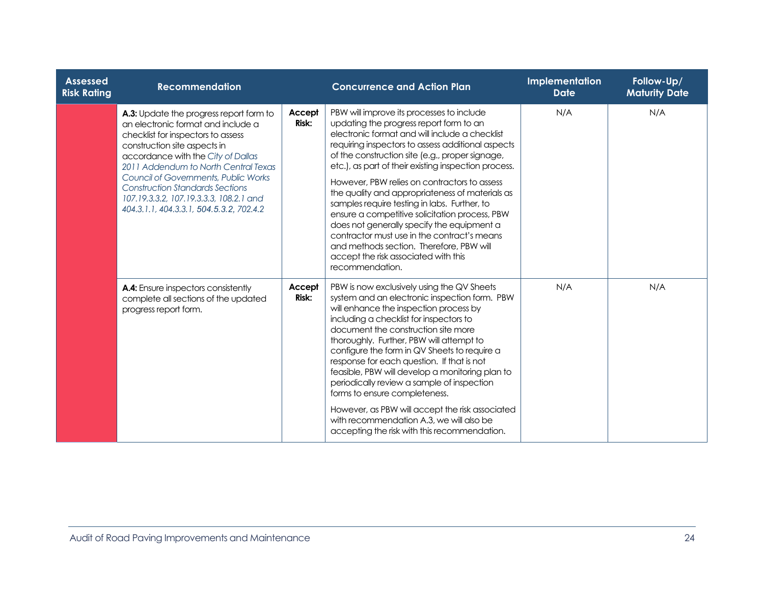| Assessed Risk Rating | Recommendation | Concurrence and Action Plan | | Implementation Date | Follow-Up/ Maturity Date |
|---|---|---|---|---|---|
| | **A.3:** Update the progress report form to an electronic format and include a checklist for inspectors to assess construction site aspects in accordance with the *City of Dallas 2011 Addendum to North Central Texas Council of Governments, Public Works Construction Standards Sections 107.19.3.3.2, 107.19.3.3.3, 108.2.1 and 404.3.1.1, 404.3.3.1, 504.5.3.2, 702.4.2* | **Accept Risk:** | PBW will improve its processes to include updating the progress report form to an electronic format and will include a checklist requiring inspectors to assess additional aspects of the construction site (e.g., proper signage, etc.), as part of their existing inspection process.<br><br>However, PBW relies on contractors to assess the quality and appropriateness of materials as samples require testing in labs. Further, to ensure a competitive solicitation process, PBW does not generally specify the equipment a contractor must use in the contract's means and methods section. Therefore, PBW will accept the risk associated with this recommendation. | N/A | N/A |
| | **A.4:** Ensure inspectors consistently complete all sections of the updated progress report form. | **Accept Risk:** | PBW is now exclusively using the QV Sheets system and an electronic inspection form. PBW will enhance the inspection process by including a checklist for inspectors to document the construction site more thoroughly. Further, PBW will attempt to configure the form in QV Sheets to require a response for each question. If that is not feasible, PBW will develop a monitoring plan to periodically review a sample of inspection forms to ensure completeness.<br><br>However, as PBW will accept the risk associated with recommendation A.3, we will also be accepting the risk with this recommendation. | N/A | N/A |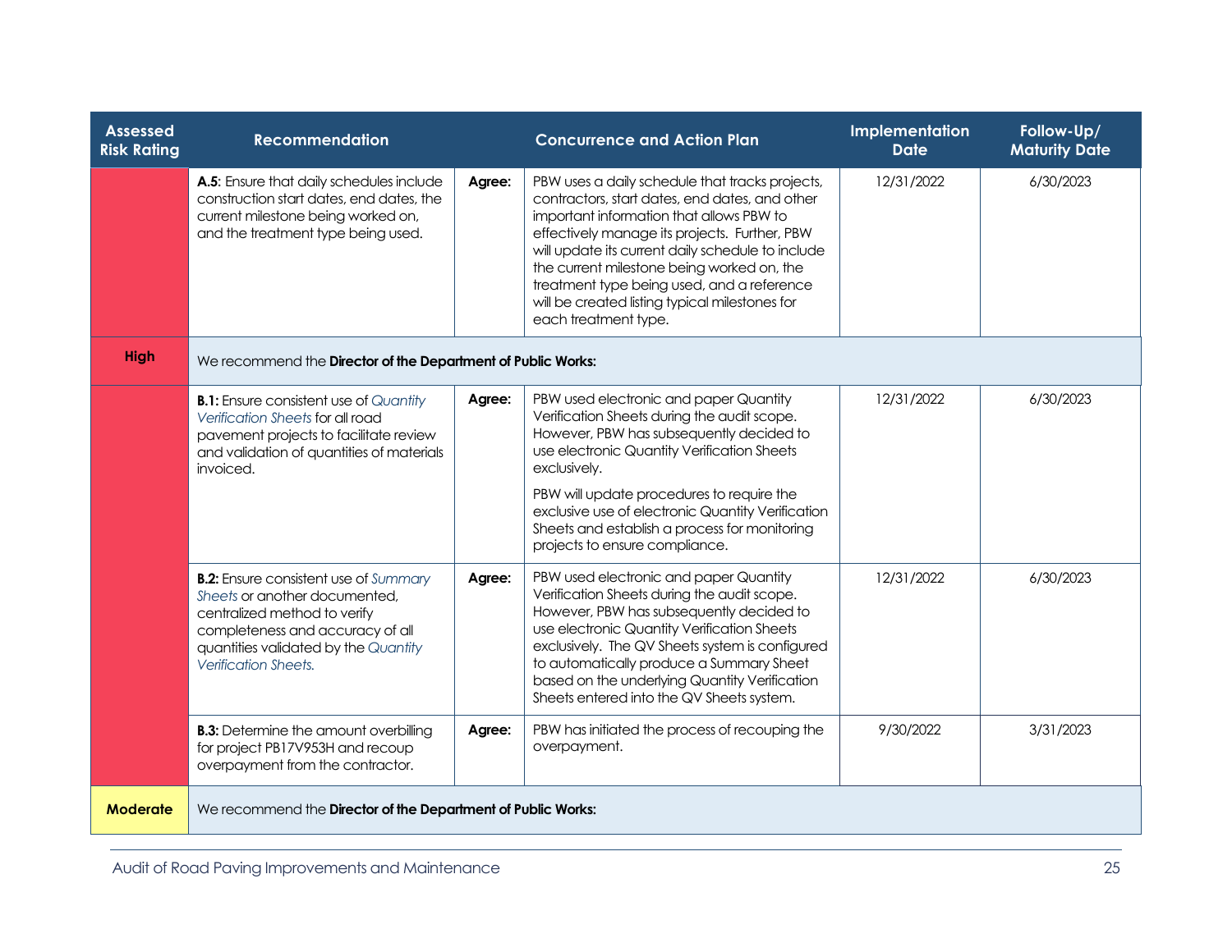| Assessed Risk Rating | Recommendation | | Concurrence and Action Plan | Implementation Date | Follow-Up/ Maturity Date |
|---|---|---|---|---|---|
| | **A.5**: Ensure that daily schedules include construction start dates, end dates, the current milestone being worked on, and the treatment type being used. | **Agree:** | PBW uses a daily schedule that tracks projects, contractors, start dates, end dates, and other important information that allows PBW to effectively manage its projects. Further, PBW will update its current daily schedule to include the current milestone being worked on, the treatment type being used, and a reference will be created listing typical milestones for each treatment type. | 12/31/2022 | 6/30/2023 |
| **High** | We recommend the **Director of the Department of Public Works:** | | | | |
| | **B.1:** Ensure consistent use of *Quantity Verification Sheets* for all road pavement projects to facilitate review and validation of quantities of materials invoiced. | **Agree:** | PBW used electronic and paper Quantity Verification Sheets during the audit scope. However, PBW has subsequently decided to use electronic Quantity Verification Sheets exclusively.<br><br>PBW will update procedures to require the exclusive use of electronic Quantity Verification Sheets and establish a process for monitoring projects to ensure compliance. | 12/31/2022 | 6/30/2023 |
| | **B.2:** Ensure consistent use of *Summary Sheets* or another documented, centralized method to verify completeness and accuracy of all quantities validated by the *Quantity Verification Sheets.* | **Agree:** | PBW used electronic and paper Quantity Verification Sheets during the audit scope. However, PBW has subsequently decided to use electronic Quantity Verification Sheets exclusively. The QV Sheets system is configured to automatically produce a Summary Sheet based on the underlying Quantity Verification Sheets entered into the QV Sheets system. | 12/31/2022 | 6/30/2023 |
| | **B.3:** Determine the amount overbilling for project PB17V953H and recoup overpayment from the contractor. | **Agree:** | PBW has initiated the process of recouping the overpayment. | 9/30/2022 | 3/31/2023 |
| **Moderate** | We recommend the **Director of the Department of Public Works:** | | | | |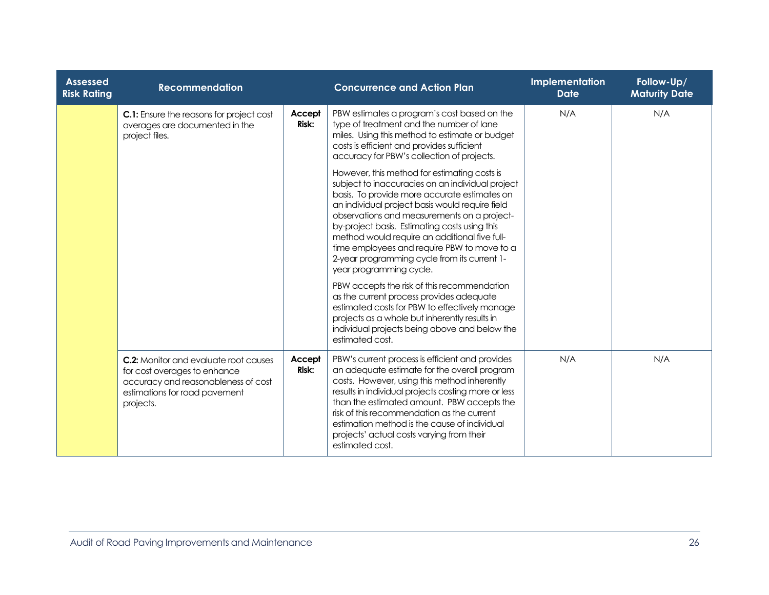| Assessed Risk Rating | Recommendation | | Concurrence and Action Plan | Implementation Date | Follow-Up/ Maturity Date |
|---|---|---|---|---|---|
| | **C.1:** Ensure the reasons for project cost overages are documented in the project files. | **Accept Risk:** | PBW estimates a program's cost based on the type of treatment and the number of lane miles. Using this method to estimate or budget costs is efficient and provides sufficient accuracy for PBW's collection of projects.<br><br>However, this method for estimating costs is subject to inaccuracies on an individual project basis. To provide more accurate estimates on an individual project basis would require field observations and measurements on a project-by-project basis. Estimating costs using this method would require an additional five full-time employees and require PBW to move to a 2-year programming cycle from its current 1-year programming cycle.<br><br>PBW accepts the risk of this recommendation as the current process provides adequate estimated costs for PBW to effectively manage projects as a whole but inherently results in individual projects being above and below the estimated cost. | N/A | N/A |
| | **C.2:** Monitor and evaluate root causes for cost overages to enhance accuracy and reasonableness of cost estimations for road pavement projects. | **Accept Risk:** | PBW's current process is efficient and provides an adequate estimate for the overall program costs. However, using this method inherently results in individual projects costing more or less than the estimated amount. PBW accepts the risk of this recommendation as the current estimation method is the cause of individual projects' actual costs varying from their estimated cost. | N/A | N/A |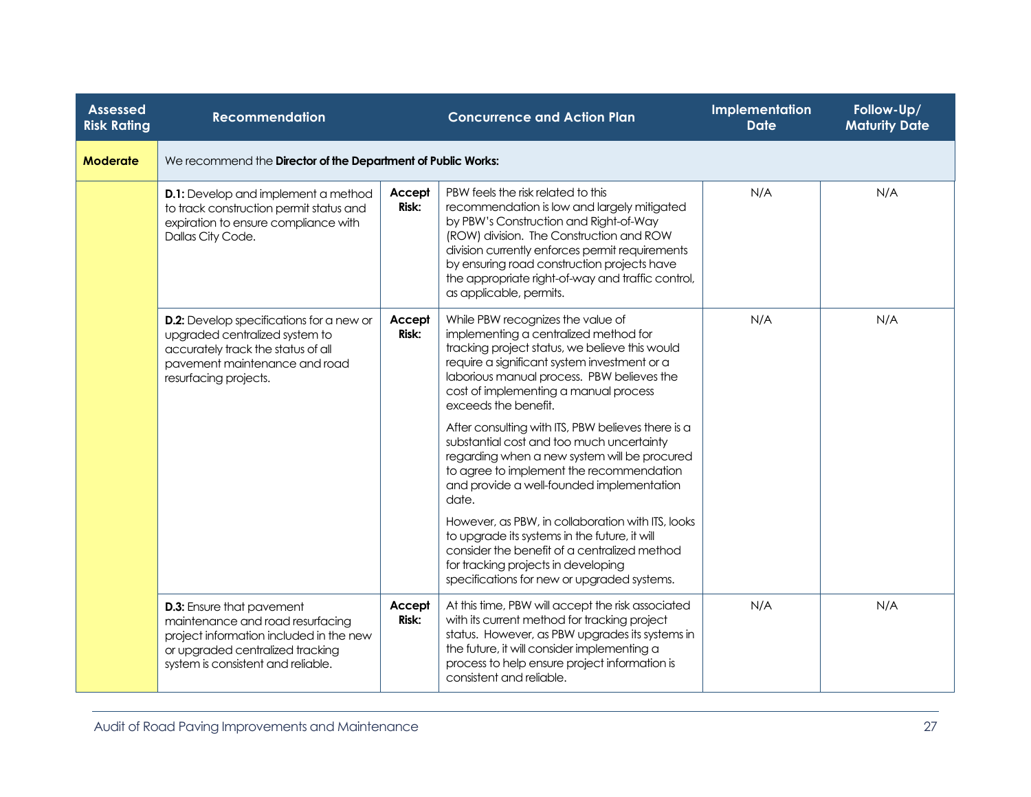| Assessed Risk Rating | Recommendation | Concurrence and Action Plan | | Implementation Date | Follow-Up/ Maturity Date |
|---|---|---|---|---|---|
| **Moderate** | We recommend the **Director of the Department of Public Works:** | | | | |
| | **D.1:** Develop and implement a method to track construction permit status and expiration to ensure compliance with Dallas City Code. | **Accept Risk:** | PBW feels the risk related to this recommendation is low and largely mitigated by PBW's Construction and Right-of-Way (ROW) division. The Construction and ROW division currently enforces permit requirements by ensuring road construction projects have the appropriate right-of-way and traffic control, as applicable, permits. | N/A | N/A |
| | **D.2:** Develop specifications for a new or upgraded centralized system to accurately track the status of all pavement maintenance and road resurfacing projects. | **Accept Risk:** | While PBW recognizes the value of implementing a centralized method for tracking project status, we believe this would require a significant system investment or a laborious manual process. PBW believes the cost of implementing a manual process exceeds the benefit.<br><br>After consulting with ITS, PBW believes there is a substantial cost and too much uncertainty regarding when a new system will be procured to agree to implement the recommendation and provide a well-founded implementation date.<br><br>However, as PBW, in collaboration with ITS, looks to upgrade its systems in the future, it will consider the benefit of a centralized method for tracking projects in developing specifications for new or upgraded systems. | N/A | N/A |
| | **D.3:** Ensure that pavement maintenance and road resurfacing project information included in the new or upgraded centralized tracking system is consistent and reliable. | **Accept Risk:** | At this time, PBW will accept the risk associated with its current method for tracking project status. However, as PBW upgrades its systems in the future, it will consider implementing a process to help ensure project information is consistent and reliable. | N/A | N/A |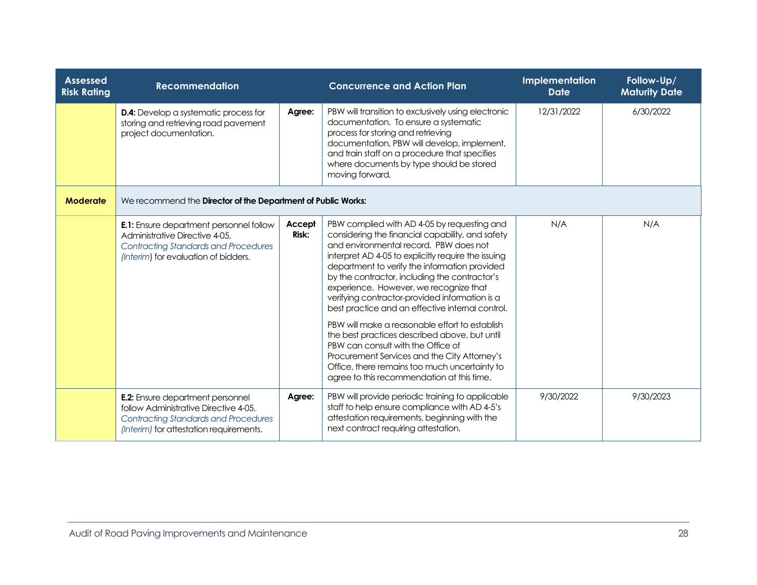| Assessed Risk Rating | Recommendation | | Concurrence and Action Plan | Implementation Date | Follow-Up/ Maturity Date |
|---|---|---|---|---|---|
| | **D.4:** Develop a systematic process for storing and retrieving road pavement project documentation. | **Agree:** | PBW will transition to exclusively using electronic documentation. To ensure a systematic process for storing and retrieving documentation, PBW will develop, implement, and train staff on a procedure that specifies where documents by type should be stored moving forward. | 12/31/2022 | 6/30/2022 |
| **Moderate** | We recommend the **Director of the Department of Public Works:** | | | | |
| | **E.1:** Ensure department personnel follow Administrative Directive 4-05, *Contracting Standards and Procedures (Interim)* for evaluation of bidders. | **Accept Risk:** | PBW complied with AD 4-05 by requesting and considering the financial capability, and safety and environmental record. PBW does not interpret AD 4-05 to explicitly require the issuing department to verify the information provided by the contractor, including the contractor's experience. However, we recognize that verifying contractor-provided information is a best practice and an effective internal control.<br><br>PBW will make a reasonable effort to establish the best practices described above, but until PBW can consult with the Office of Procurement Services and the City Attorney's Office, there remains too much uncertainty to agree to this recommendation at this time. | N/A | N/A |
| | **E.2:** Ensure department personnel follow Administrative Directive 4-05, *Contracting Standards and Procedures (Interim)* for attestation requirements. | **Agree:** | PBW will provide periodic training to applicable staff to help ensure compliance with AD 4-5's attestation requirements, beginning with the next contract requiring attestation. | 9/30/2022 | 9/30/2023 |